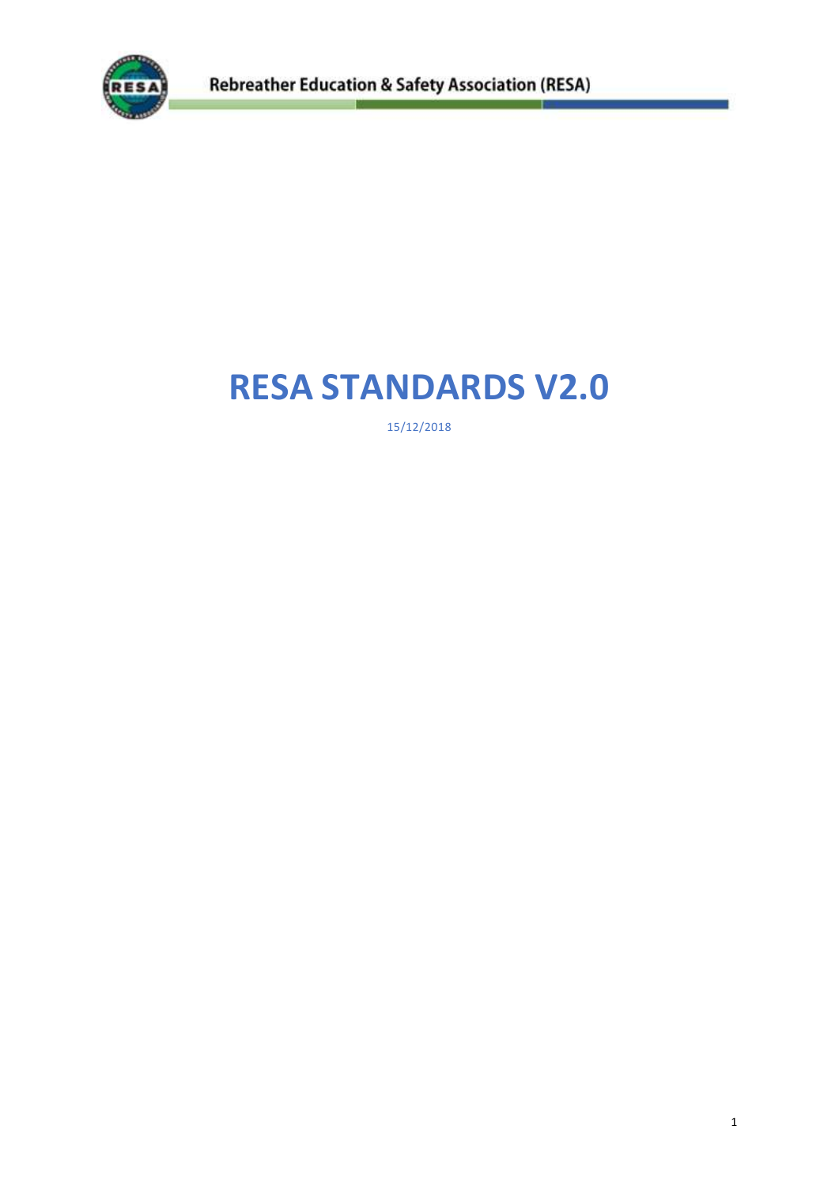# RESA STANDARDS V2.0

15/12/2018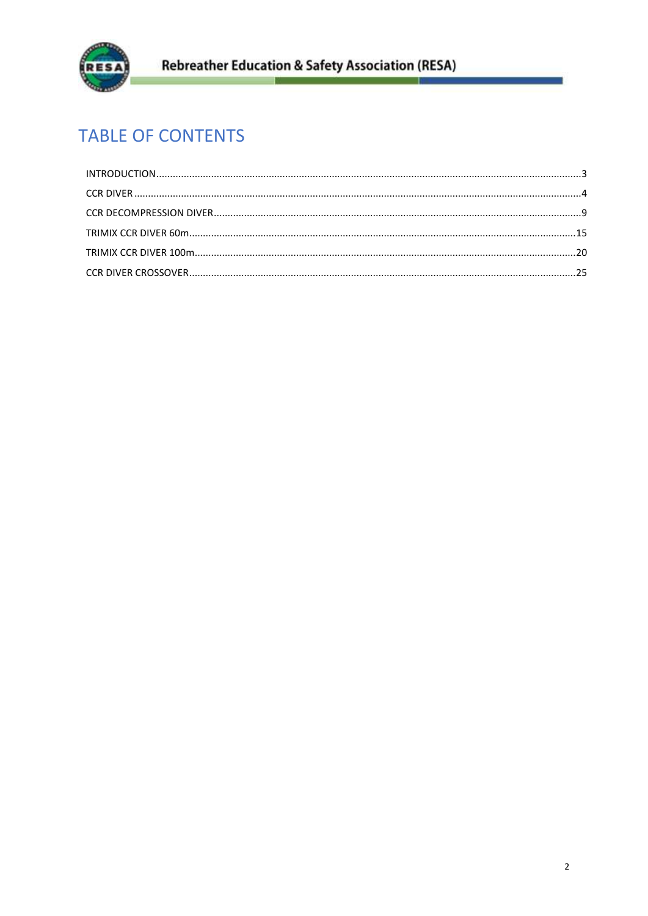# TABLE OF CONTENTS

INTRODUCTION....................................................................................................................................3
CCR DIVER ........................................................................................................................................4
CCR DECOMPRESSION DIVER..............................................................................................................9
TRIMIX CCR DIVER 60m......................................................................................................................15
TRIMIX CCR DIVER 100m....................................................................................................................20
CCR DIVER CROSSOVER.....................................................................................................................25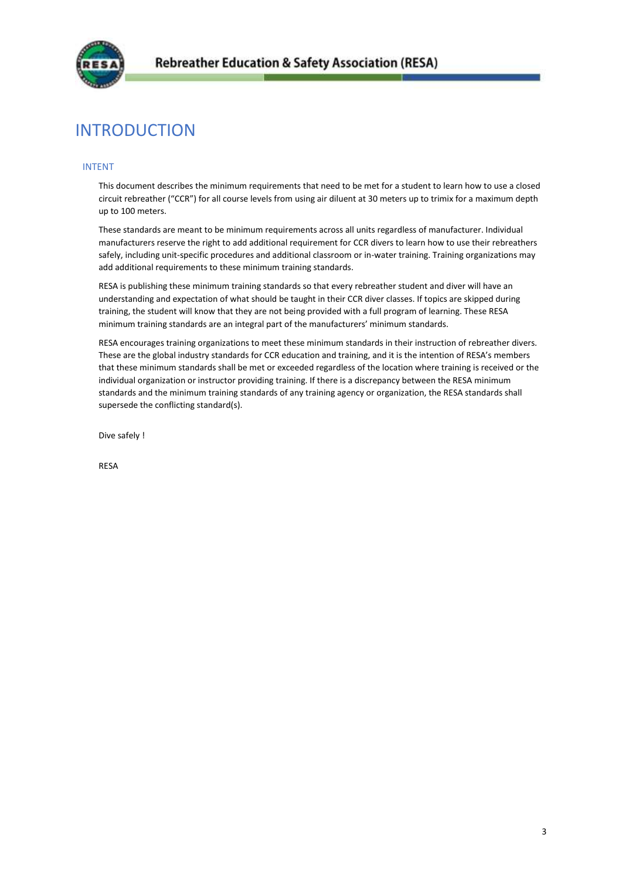# INTRODUCTION

## INTENT

This document describes the minimum requirements that need to be met for a student to learn how to use a closed circuit rebreather ("CCR") for all course levels from using air diluent at 30 meters up to trimix for a maximum depth up to 100 meters.

These standards are meant to be minimum requirements across all units regardless of manufacturer. Individual manufacturers reserve the right to add additional requirement for CCR divers to learn how to use their rebreathers safely, including unit-specific procedures and additional classroom or in-water training. Training organizations may add additional requirements to these minimum training standards.

RESA is publishing these minimum training standards so that every rebreather student and diver will have an understanding and expectation of what should be taught in their CCR diver classes. If topics are skipped during training, the student will know that they are not being provided with a full program of learning. These RESA minimum training standards are an integral part of the manufacturers' minimum standards.

RESA encourages training organizations to meet these minimum standards in their instruction of rebreather divers. These are the global industry standards for CCR education and training, and it is the intention of RESA's members that these minimum standards shall be met or exceeded regardless of the location where training is received or the individual organization or instructor providing training. If there is a discrepancy between the RESA minimum standards and the minimum training standards of any training agency or organization, the RESA standards shall supersede the conflicting standard(s).

Dive safely !

RESA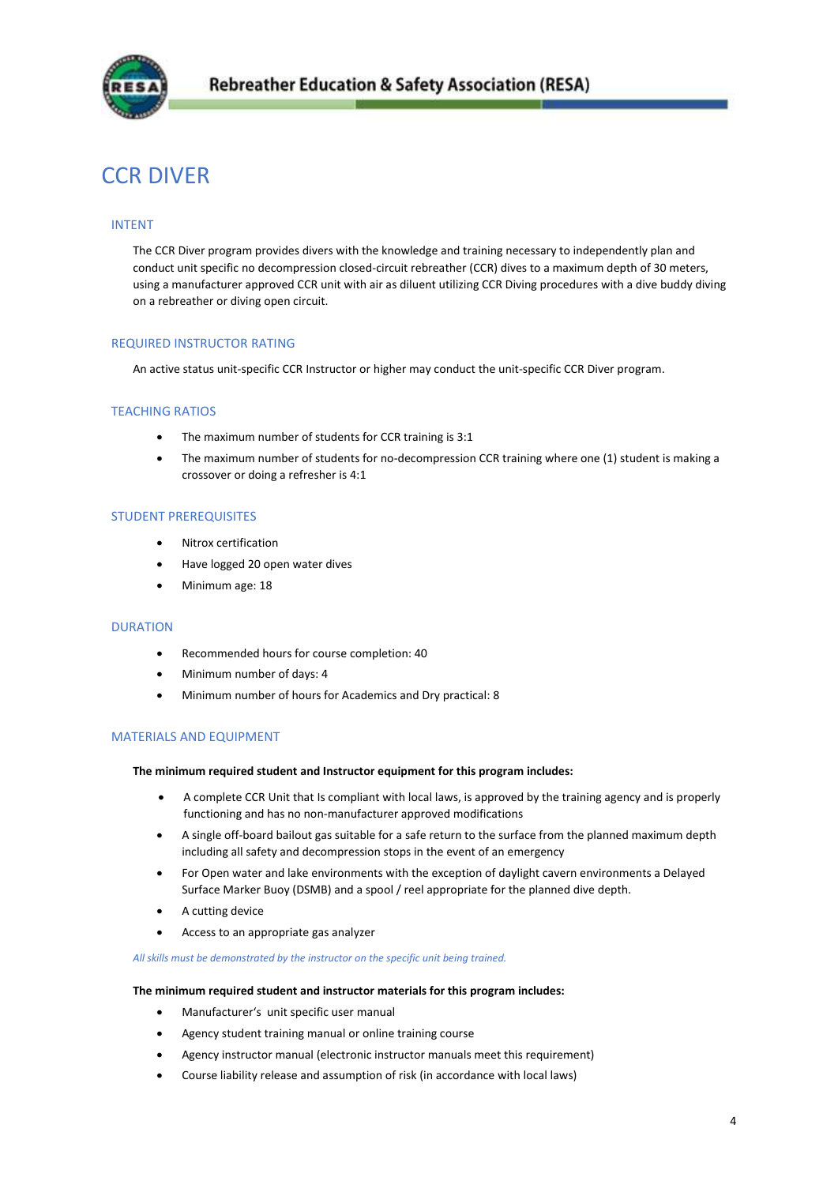# CCR DIVER

## INTENT

The CCR Diver program provides divers with the knowledge and training necessary to independently plan and conduct unit specific no decompression closed-circuit rebreather (CCR) dives to a maximum depth of 30 meters, using a manufacturer approved CCR unit with air as diluent utilizing CCR Diving procedures with a dive buddy diving on a rebreather or diving open circuit.

## REQUIRED INSTRUCTOR RATING

An active status unit-specific CCR Instructor or higher may conduct the unit-specific CCR Diver program.

## TEACHING RATIOS

- The maximum number of students for CCR training is 3:1
- The maximum number of students for no-decompression CCR training where one (1) student is making a crossover or doing a refresher is 4:1

## STUDENT PREREQUISITES

- Nitrox certification
- Have logged 20 open water dives
- Minimum age: 18

## DURATION

- Recommended hours for course completion: 40
- Minimum number of days: 4
- Minimum number of hours for Academics and Dry practical: 8

## MATERIALS AND EQUIPMENT

**The minimum required student and Instructor equipment for this program includes:**

- A complete CCR Unit that Is compliant with local laws, is approved by the training agency and is properly functioning and has no non-manufacturer approved modifications
- A single off-board bailout gas suitable for a safe return to the surface from the planned maximum depth including all safety and decompression stops in the event of an emergency
- For Open water and lake environments with the exception of daylight cavern environments a Delayed Surface Marker Buoy (DSMB) and a spool / reel appropriate for the planned dive depth.
- A cutting device
- Access to an appropriate gas analyzer

*All skills must be demonstrated by the instructor on the specific unit being trained.*

**The minimum required student and instructor materials for this program includes:**

- Manufacturer's unit specific user manual
- Agency student training manual or online training course
- Agency instructor manual (electronic instructor manuals meet this requirement)
- Course liability release and assumption of risk (in accordance with local laws)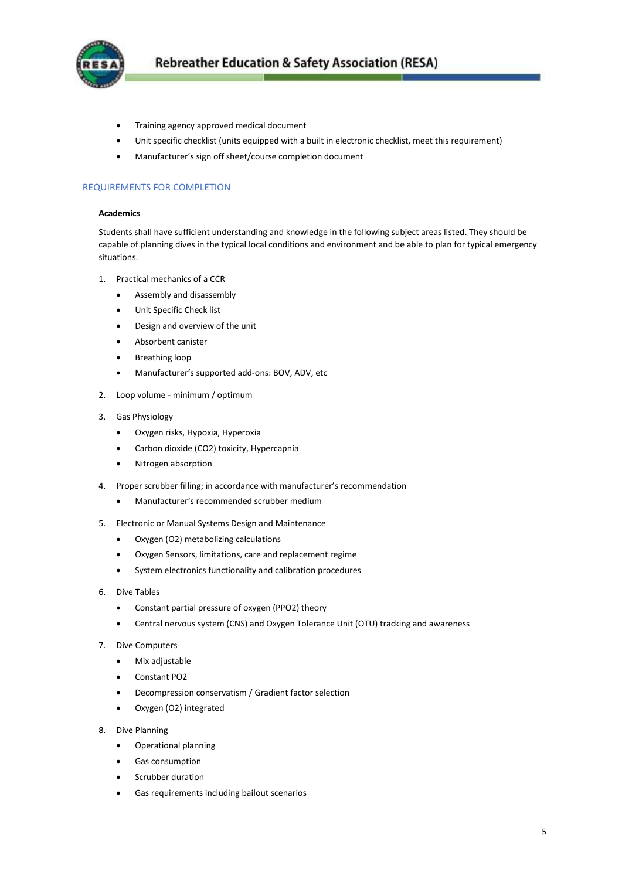- Training agency approved medical document
- Unit specific checklist (units equipped with a built in electronic checklist, meet this requirement)
- Manufacturer's sign off sheet/course completion document

## REQUIREMENTS FOR COMPLETION

### Academics

Students shall have sufficient understanding and knowledge in the following subject areas listed. They should be capable of planning dives in the typical local conditions and environment and be able to plan for typical emergency situations.

1. Practical mechanics of a CCR
    - Assembly and disassembly
    - Unit Specific Check list
    - Design and overview of the unit
    - Absorbent canister
    - Breathing loop
    - Manufacturer's supported add-ons: BOV, ADV, etc
2. Loop volume - minimum / optimum
3. Gas Physiology
    - Oxygen risks, Hypoxia, Hyperoxia
    - Carbon dioxide ($CO_2$) toxicity, Hypercapnia
    - Nitrogen absorption
4. Proper scrubber filling; in accordance with manufacturer's recommendation
    - Manufacturer's recommended scrubber medium
5. Electronic or Manual Systems Design and Maintenance
    - Oxygen ($O_2$) metabolizing calculations
    - Oxygen Sensors, limitations, care and replacement regime
    - System electronics functionality and calibration procedures
6. Dive Tables
    - Constant partial pressure of oxygen ($PPO_2$) theory
    - Central nervous system (CNS) and Oxygen Tolerance Unit (OTU) tracking and awareness
7. Dive Computers
    - Mix adjustable
    - Constant $PO_2$
    - Decompression conservatism / Gradient factor selection
    - Oxygen ($O_2$) integrated
8. Dive Planning
    - Operational planning
    - Gas consumption
    - Scrubber duration
    - Gas requirements including bailout scenarios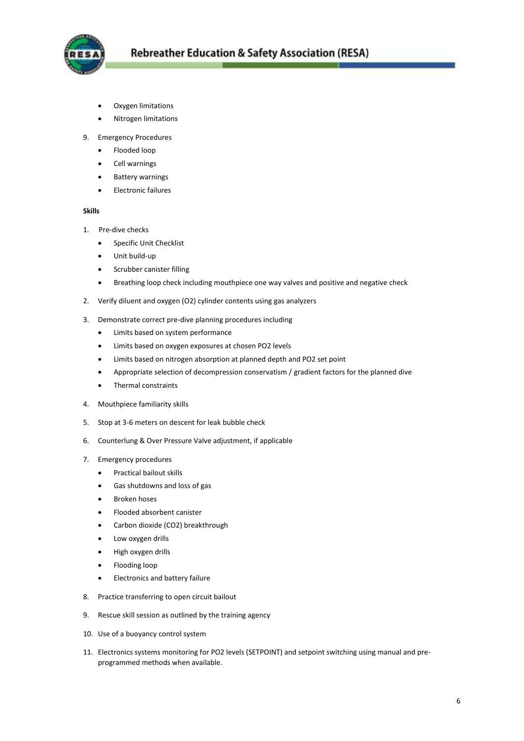- Oxygen limitations
- Nitrogen limitations

9. Emergency Procedures
   - Flooded loop
   - Cell warnings
   - Battery warnings
   - Electronic failures

**Skills**

1. Pre-dive checks
   - Specific Unit Checklist
   - Unit build-up
   - Scrubber canister filling
   - Breathing loop check including mouthpiece one way valves and positive and negative check
2. Verify diluent and oxygen ($O_2$) cylinder contents using gas analyzers
3. Demonstrate correct pre-dive planning procedures including
   - Limits based on system performance
   - Limits based on oxygen exposures at chosen $PO_2$ levels
   - Limits based on nitrogen absorption at planned depth and $PO_2$ set point
   - Appropriate selection of decompression conservatism / gradient factors for the planned dive
   - Thermal constraints
4. Mouthpiece familiarity skills
5. Stop at 3-6 meters on descent for leak bubble check
6. Counterlung & Over Pressure Valve adjustment, if applicable
7. Emergency procedures
   - Practical bailout skills
   - Gas shutdowns and loss of gas
   - Broken hoses
   - Flooded absorbent canister
   - Carbon dioxide ($CO_2$) breakthrough
   - Low oxygen drills
   - High oxygen drills
   - Flooding loop
   - Electronics and battery failure
8. Practice transferring to open circuit bailout
9. Rescue skill session as outlined by the training agency
10. Use of a buoyancy control system
11. Electronics systems monitoring for $PO_2$ levels (SETPOINT) and setpoint switching using manual and pre-programmed methods when available.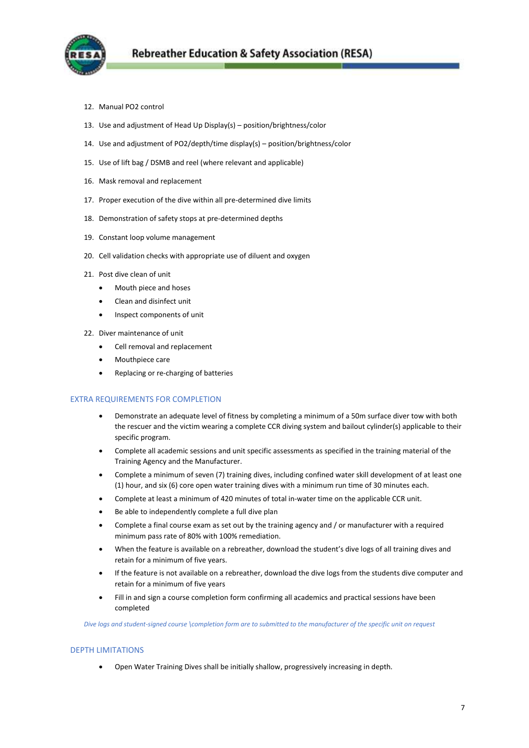12. Manual PO2 control
13. Use and adjustment of Head Up Display(s) – position/brightness/color
14. Use and adjustment of PO2/depth/time display(s) – position/brightness/color
15. Use of lift bag / DSMB and reel (where relevant and applicable)
16. Mask removal and replacement
17. Proper execution of the dive within all pre-determined dive limits
18. Demonstration of safety stops at pre-determined depths
19. Constant loop volume management
20. Cell validation checks with appropriate use of diluent and oxygen
21. Post dive clean of unit
    - Mouth piece and hoses
    - Clean and disinfect unit
    - Inspect components of unit
22. Diver maintenance of unit
    - Cell removal and replacement
    - Mouthpiece care
    - Replacing or re-charging of batteries

## EXTRA REQUIREMENTS FOR COMPLETION

- Demonstrate an adequate level of fitness by completing a minimum of a 50m surface diver tow with both the rescuer and the victim wearing a complete CCR diving system and bailout cylinder(s) applicable to their specific program.
- Complete all academic sessions and unit specific assessments as specified in the training material of the Training Agency and the Manufacturer.
- Complete a minimum of seven (7) training dives, including confined water skill development of at least one (1) hour, and six (6) core open water training dives with a minimum run time of 30 minutes each.
- Complete at least a minimum of 420 minutes of total in-water time on the applicable CCR unit.
- Be able to independently complete a full dive plan
- Complete a final course exam as set out by the training agency and / or manufacturer with a required minimum pass rate of 80% with 100% remediation.
- When the feature is available on a rebreather, download the student's dive logs of all training dives and retain for a minimum of five years.
- If the feature is not available on a rebreather, download the dive logs from the students dive computer and retain for a minimum of five years
- Fill in and sign a course completion form confirming all academics and practical sessions have been completed

*Dive logs and student-signed course \completion form are to submitted to the manufacturer of the specific unit on request*

## DEPTH LIMITATIONS

- Open Water Training Dives shall be initially shallow, progressively increasing in depth.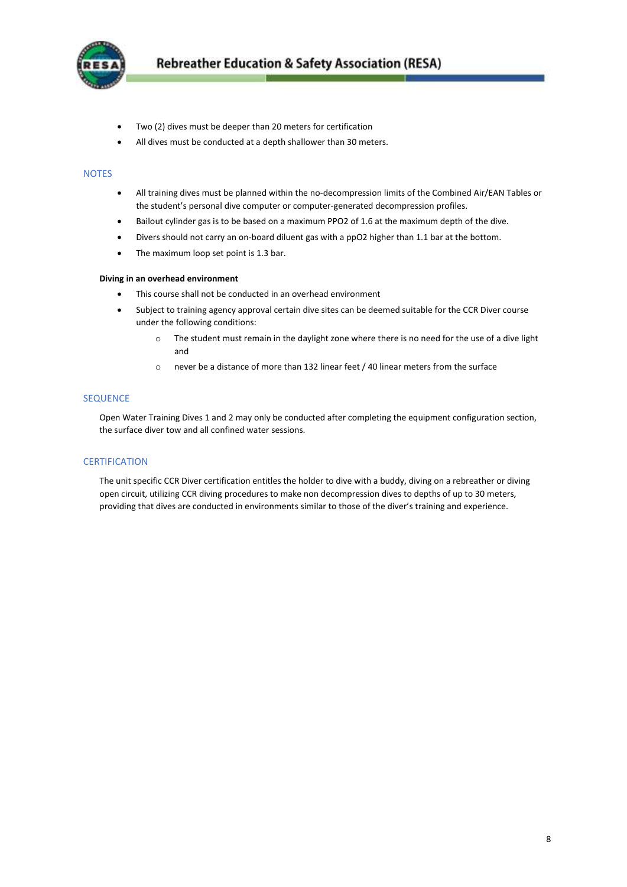- Two (2) dives must be deeper than 20 meters for certification
- All dives must be conducted at a depth shallower than 30 meters.

## NOTES

- All training dives must be planned within the no-decompression limits of the Combined Air/EAN Tables or the student's personal dive computer or computer-generated decompression profiles.
- Bailout cylinder gas is to be based on a maximum $PPO_2$ of 1.6 at the maximum depth of the dive.
- Divers should not carry an on-board diluent gas with a $ppO_2$ higher than 1.1 bar at the bottom.
- The maximum loop set point is 1.3 bar.

**Diving in an overhead environment**

- This course shall not be conducted in an overhead environment
- Subject to training agency approval certain dive sites can be deemed suitable for the CCR Diver course under the following conditions:
  - The student must remain in the daylight zone where there is no need for the use of a dive light and
  - never be a distance of more than 132 linear feet / 40 linear meters from the surface

## SEQUENCE

Open Water Training Dives 1 and 2 may only be conducted after completing the equipment configuration section, the surface diver tow and all confined water sessions.

## CERTIFICATION

The unit specific CCR Diver certification entitles the holder to dive with a buddy, diving on a rebreather or diving open circuit, utilizing CCR diving procedures to make non decompression dives to depths of up to 30 meters, providing that dives are conducted in environments similar to those of the diver's training and experience.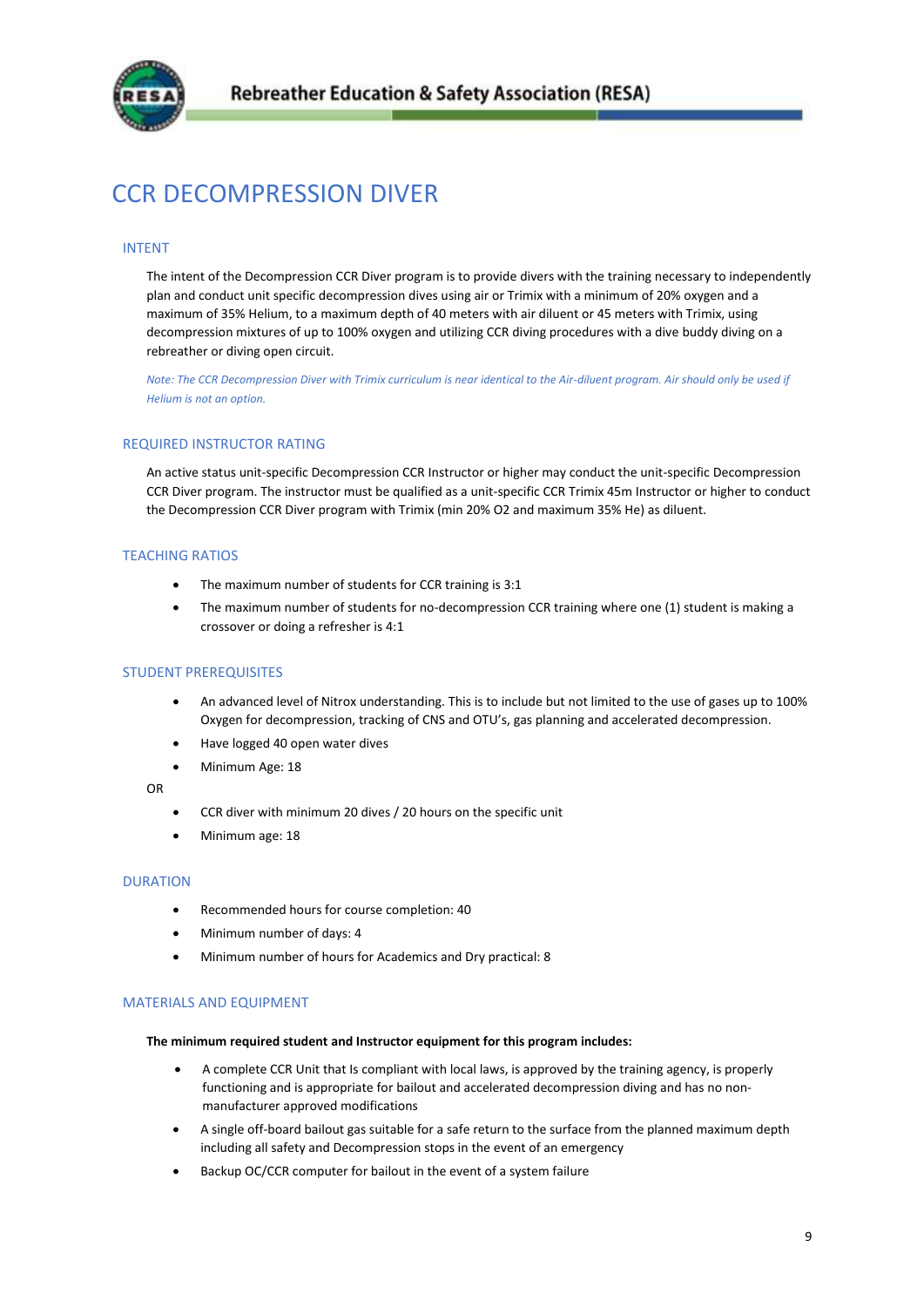# CCR DECOMPRESSION DIVER

## INTENT

The intent of the Decompression CCR Diver program is to provide divers with the training necessary to independently plan and conduct unit specific decompression dives using air or Trimix with a minimum of 20% oxygen and a maximum of 35% Helium, to a maximum depth of 40 meters with air diluent or 45 meters with Trimix, using decompression mixtures of up to 100% oxygen and utilizing CCR diving procedures with a dive buddy diving on a rebreather or diving open circuit.

*Note: The CCR Decompression Diver with Trimix curriculum is near identical to the Air-diluent program. Air should only be used if Helium is not an option.*

## REQUIRED INSTRUCTOR RATING

An active status unit-specific Decompression CCR Instructor or higher may conduct the unit-specific Decompression CCR Diver program. The instructor must be qualified as a unit-specific CCR Trimix 45m Instructor or higher to conduct the Decompression CCR Diver program with Trimix (min 20% O2 and maximum 35% He) as diluent.

## TEACHING RATIOS

- The maximum number of students for CCR training is 3:1
- The maximum number of students for no-decompression CCR training where one (1) student is making a crossover or doing a refresher is 4:1

## STUDENT PREREQUISITES

- An advanced level of Nitrox understanding. This is to include but not limited to the use of gases up to 100% Oxygen for decompression, tracking of CNS and OTU's, gas planning and accelerated decompression.
- Have logged 40 open water dives
- Minimum Age: 18

OR

- CCR diver with minimum 20 dives / 20 hours on the specific unit
- Minimum age: 18

## DURATION

- Recommended hours for course completion: 40
- Minimum number of days: 4
- Minimum number of hours for Academics and Dry practical: 8

## MATERIALS AND EQUIPMENT

**The minimum required student and Instructor equipment for this program includes:**

- A complete CCR Unit that Is compliant with local laws, is approved by the training agency, is properly functioning and is appropriate for bailout and accelerated decompression diving and has no non-manufacturer approved modifications
- A single off-board bailout gas suitable for a safe return to the surface from the planned maximum depth including all safety and Decompression stops in the event of an emergency
- Backup OC/CCR computer for bailout in the event of a system failure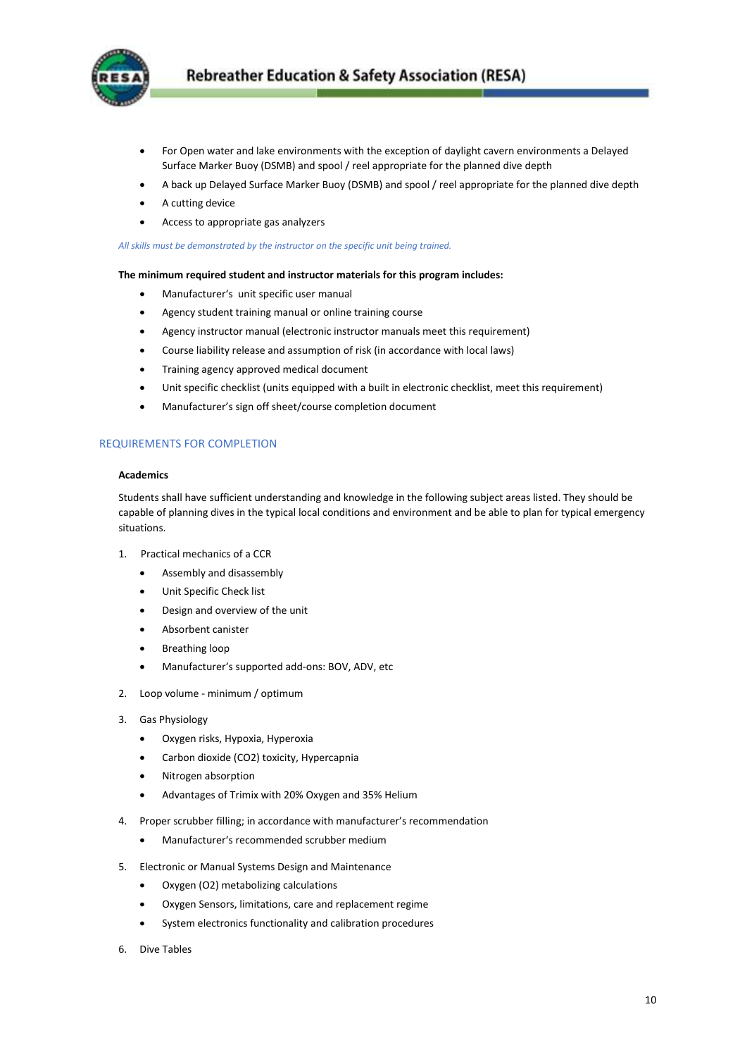- For Open water and lake environments with the exception of daylight cavern environments a Delayed Surface Marker Buoy (DSMB) and spool / reel appropriate for the planned dive depth
- A back up Delayed Surface Marker Buoy (DSMB) and spool / reel appropriate for the planned dive depth
- A cutting device
- Access to appropriate gas analyzers

*All skills must be demonstrated by the instructor on the specific unit being trained.*

**The minimum required student and instructor materials for this program includes:**

- Manufacturer's unit specific user manual
- Agency student training manual or online training course
- Agency instructor manual (electronic instructor manuals meet this requirement)
- Course liability release and assumption of risk (in accordance with local laws)
- Training agency approved medical document
- Unit specific checklist (units equipped with a built in electronic checklist, meet this requirement)
- Manufacturer's sign off sheet/course completion document

## REQUIREMENTS FOR COMPLETION

**Academics**

Students shall have sufficient understanding and knowledge in the following subject areas listed. They should be capable of planning dives in the typical local conditions and environment and be able to plan for typical emergency situations.

1. Practical mechanics of a CCR
   - Assembly and disassembly
   - Unit Specific Check list
   - Design and overview of the unit
   - Absorbent canister
   - Breathing loop
   - Manufacturer's supported add-ons: BOV, ADV, etc
2. Loop volume - minimum / optimum
3. Gas Physiology
   - Oxygen risks, Hypoxia, Hyperoxia
   - Carbon dioxide ($CO_2$) toxicity, Hypercapnia
   - Nitrogen absorption
   - Advantages of Trimix with 20% Oxygen and 35% Helium
4. Proper scrubber filling; in accordance with manufacturer's recommendation
   - Manufacturer's recommended scrubber medium
5. Electronic or Manual Systems Design and Maintenance
   - Oxygen ($O_2$) metabolizing calculations
   - Oxygen Sensors, limitations, care and replacement regime
   - System electronics functionality and calibration procedures
6. Dive Tables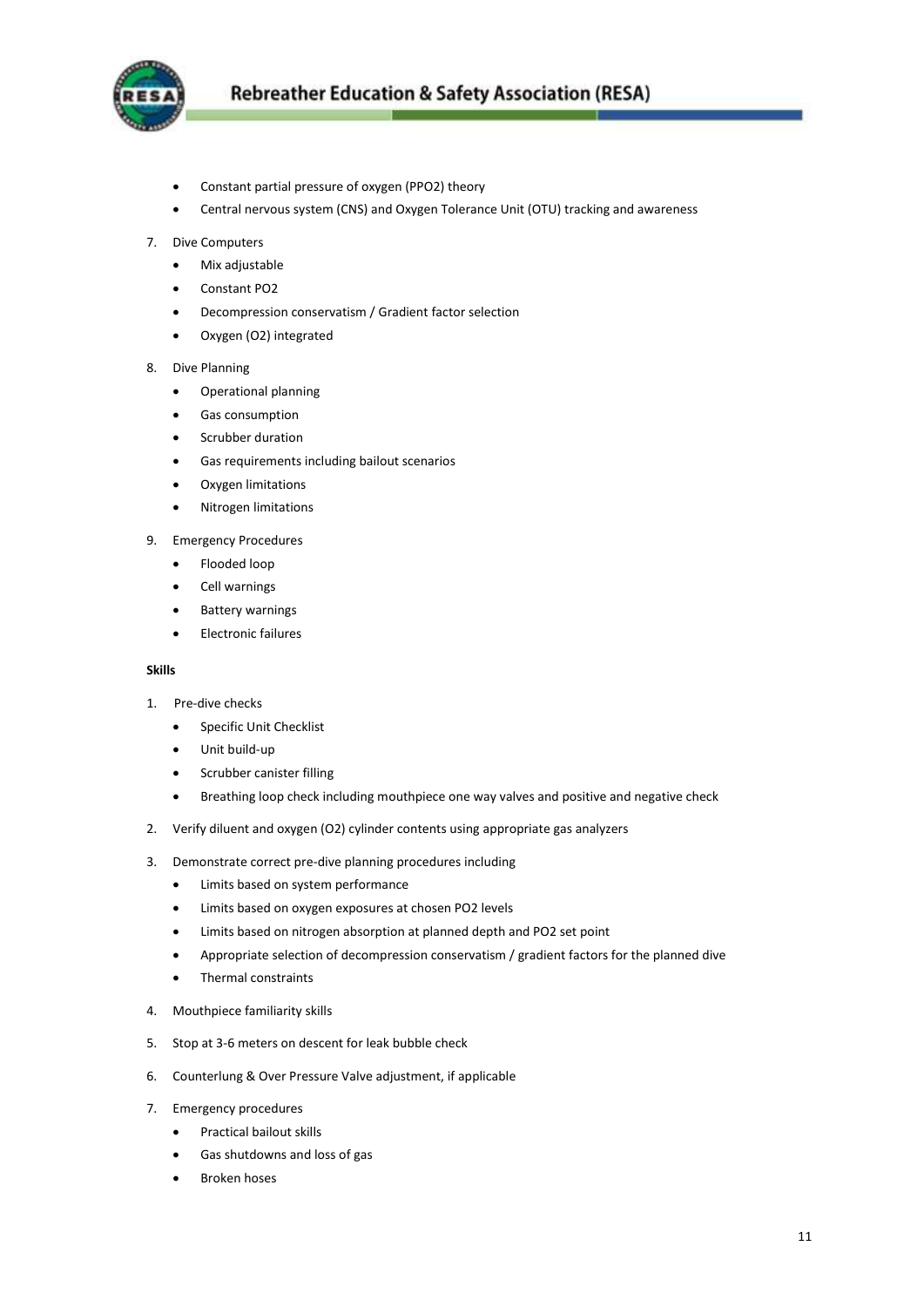- Constant partial pressure of oxygen (PPO2) theory
- Central nervous system (CNS) and Oxygen Tolerance Unit (OTU) tracking and awareness

7. Dive Computers
   - Mix adjustable
   - Constant PO2
   - Decompression conservatism / Gradient factor selection
   - Oxygen (O2) integrated
8. Dive Planning
   - Operational planning
   - Gas consumption
   - Scrubber duration
   - Gas requirements including bailout scenarios
   - Oxygen limitations
   - Nitrogen limitations
9. Emergency Procedures
   - Flooded loop
   - Cell warnings
   - Battery warnings
   - Electronic failures

**Skills**

1. Pre-dive checks
   - Specific Unit Checklist
   - Unit build-up
   - Scrubber canister filling
   - Breathing loop check including mouthpiece one way valves and positive and negative check
2. Verify diluent and oxygen (O2) cylinder contents using appropriate gas analyzers
3. Demonstrate correct pre-dive planning procedures including
   - Limits based on system performance
   - Limits based on oxygen exposures at chosen PO2 levels
   - Limits based on nitrogen absorption at planned depth and PO2 set point
   - Appropriate selection of decompression conservatism / gradient factors for the planned dive
   - Thermal constraints
4. Mouthpiece familiarity skills
5. Stop at 3-6 meters on descent for leak bubble check
6. Counterlung & Over Pressure Valve adjustment, if applicable
7. Emergency procedures
   - Practical bailout skills
   - Gas shutdowns and loss of gas
   - Broken hoses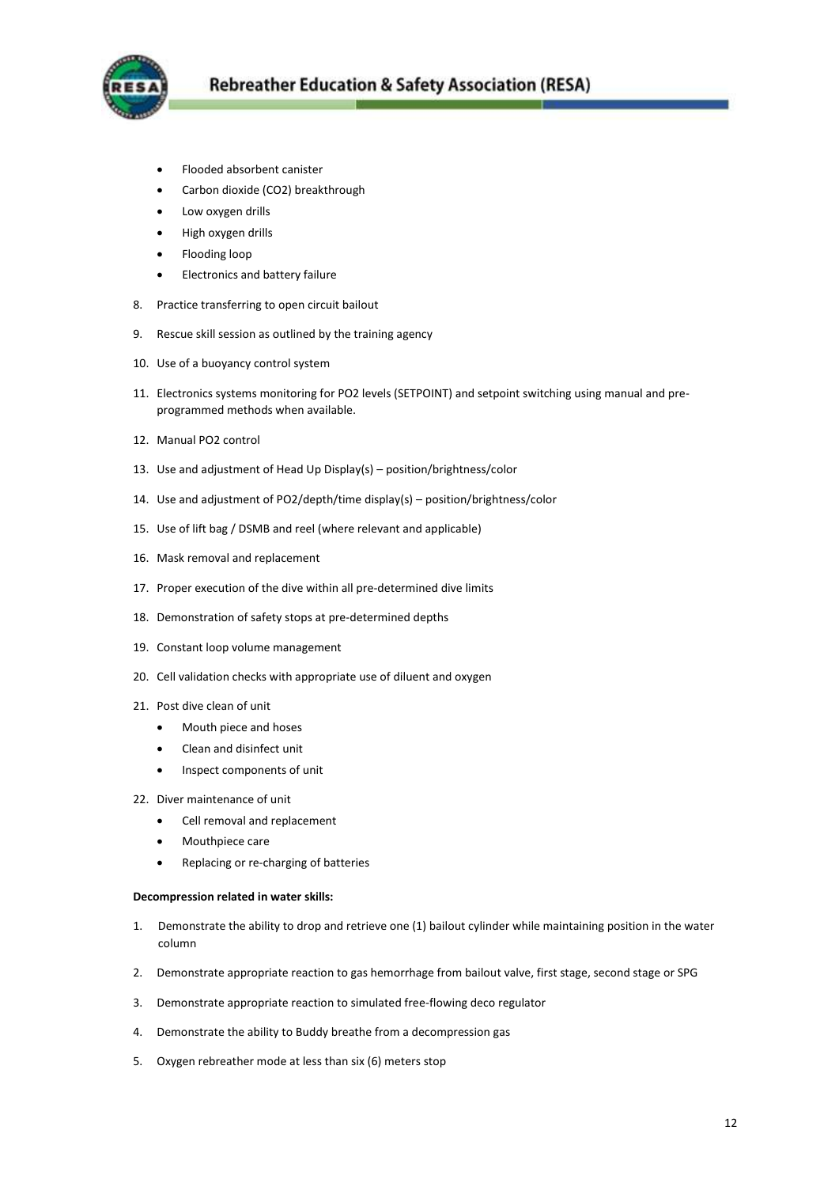- Flooded absorbent canister
- Carbon dioxide ($CO_2$) breakthrough
- Low oxygen drills
- High oxygen drills
- Flooding loop
- Electronics and battery failure

8. Practice transferring to open circuit bailout
9. Rescue skill session as outlined by the training agency
10. Use of a buoyancy control system
11. Electronics systems monitoring for PO2 levels (SETPOINT) and setpoint switching using manual and pre-programmed methods when available.
12. Manual PO2 control
13. Use and adjustment of Head Up Display(s) – position/brightness/color
14. Use and adjustment of PO2/depth/time display(s) – position/brightness/color
15. Use of lift bag / DSMB and reel (where relevant and applicable)
16. Mask removal and replacement
17. Proper execution of the dive within all pre-determined dive limits
18. Demonstration of safety stops at pre-determined depths
19. Constant loop volume management
20. Cell validation checks with appropriate use of diluent and oxygen
21. Post dive clean of unit
    - Mouth piece and hoses
    - Clean and disinfect unit
    - Inspect components of unit
22. Diver maintenance of unit
    - Cell removal and replacement
    - Mouthpiece care
    - Replacing or re-charging of batteries

**Decompression related in water skills:**

1. Demonstrate the ability to drop and retrieve one (1) bailout cylinder while maintaining position in the water column
2. Demonstrate appropriate reaction to gas hemorrhage from bailout valve, first stage, second stage or SPG
3. Demonstrate appropriate reaction to simulated free-flowing deco regulator
4. Demonstrate the ability to Buddy breathe from a decompression gas
5. Oxygen rebreather mode at less than six (6) meters stop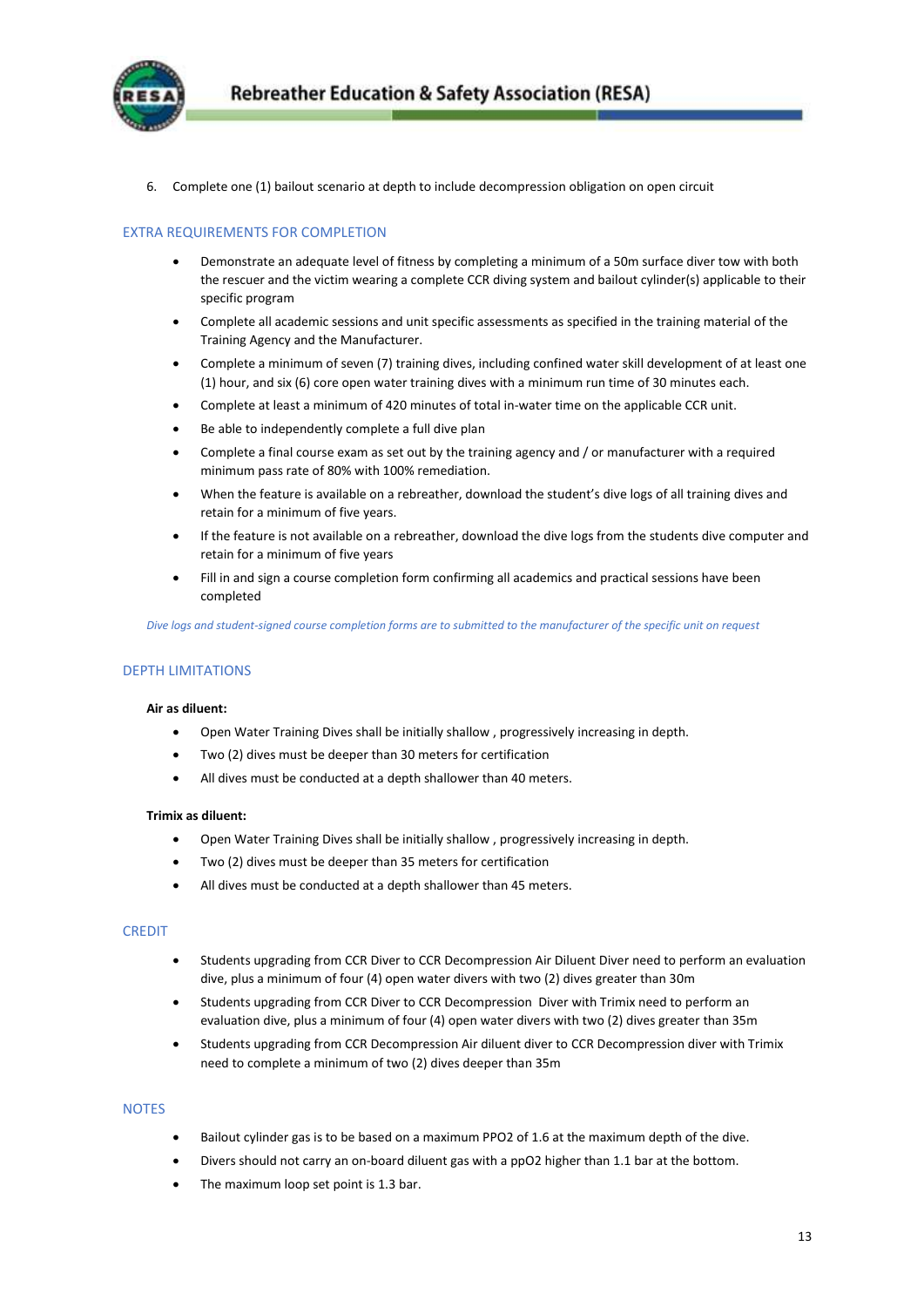6. Complete one (1) bailout scenario at depth to include decompression obligation on open circuit

## EXTRA REQUIREMENTS FOR COMPLETION

- Demonstrate an adequate level of fitness by completing a minimum of a 50m surface diver tow with both the rescuer and the victim wearing a complete CCR diving system and bailout cylinder(s) applicable to their specific program
- Complete all academic sessions and unit specific assessments as specified in the training material of the Training Agency and the Manufacturer.
- Complete a minimum of seven (7) training dives, including confined water skill development of at least one (1) hour, and six (6) core open water training dives with a minimum run time of 30 minutes each.
- Complete at least a minimum of 420 minutes of total in-water time on the applicable CCR unit.
- Be able to independently complete a full dive plan
- Complete a final course exam as set out by the training agency and / or manufacturer with a required minimum pass rate of 80% with 100% remediation.
- When the feature is available on a rebreather, download the student's dive logs of all training dives and retain for a minimum of five years.
- If the feature is not available on a rebreather, download the dive logs from the students dive computer and retain for a minimum of five years
- Fill in and sign a course completion form confirming all academics and practical sessions have been completed

*Dive logs and student-signed course completion forms are to submitted to the manufacturer of the specific unit on request*

## DEPTH LIMITATIONS

**Air as diluent:**

- Open Water Training Dives shall be initially shallow , progressively increasing in depth.
- Two (2) dives must be deeper than 30 meters for certification
- All dives must be conducted at a depth shallower than 40 meters.

**Trimix as diluent:**

- Open Water Training Dives shall be initially shallow , progressively increasing in depth.
- Two (2) dives must be deeper than 35 meters for certification
- All dives must be conducted at a depth shallower than 45 meters.

## CREDIT

- Students upgrading from CCR Diver to CCR Decompression Air Diluent Diver need to perform an evaluation dive, plus a minimum of four (4) open water divers with two (2) dives greater than 30m
- Students upgrading from CCR Diver to CCR Decompression Diver with Trimix need to perform an evaluation dive, plus a minimum of four (4) open water divers with two (2) dives greater than 35m
- Students upgrading from CCR Decompression Air diluent diver to CCR Decompression diver with Trimix need to complete a minimum of two (2) dives deeper than 35m

## NOTES

- Bailout cylinder gas is to be based on a maximum $PPO_2$ of 1.6 at the maximum depth of the dive.
- Divers should not carry an on-board diluent gas with a $ppO_2$ higher than 1.1 bar at the bottom.
- The maximum loop set point is 1.3 bar.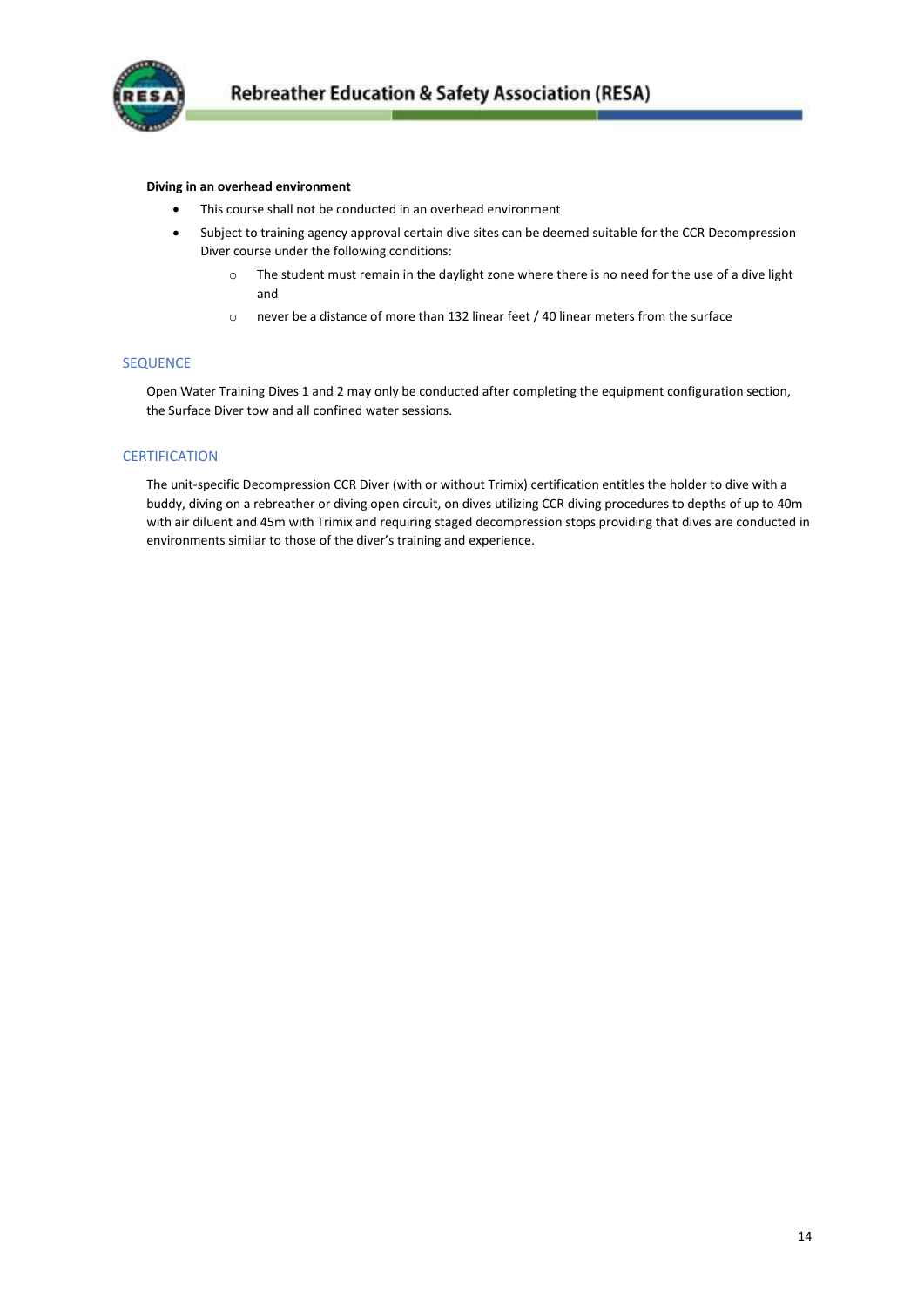**Diving in an overhead environment**

- This course shall not be conducted in an overhead environment
- Subject to training agency approval certain dive sites can be deemed suitable for the CCR Decompression Diver course under the following conditions:
    - The student must remain in the daylight zone where there is no need for the use of a dive light and
    - never be a distance of more than 132 linear feet / 40 linear meters from the surface

## SEQUENCE

Open Water Training Dives 1 and 2 may only be conducted after completing the equipment configuration section, the Surface Diver tow and all confined water sessions.

## CERTIFICATION

The unit-specific Decompression CCR Diver (with or without Trimix) certification entitles the holder to dive with a buddy, diving on a rebreather or diving open circuit, on dives utilizing CCR diving procedures to depths of up to 40m with air diluent and 45m with Trimix and requiring staged decompression stops providing that dives are conducted in environments similar to those of the diver's training and experience.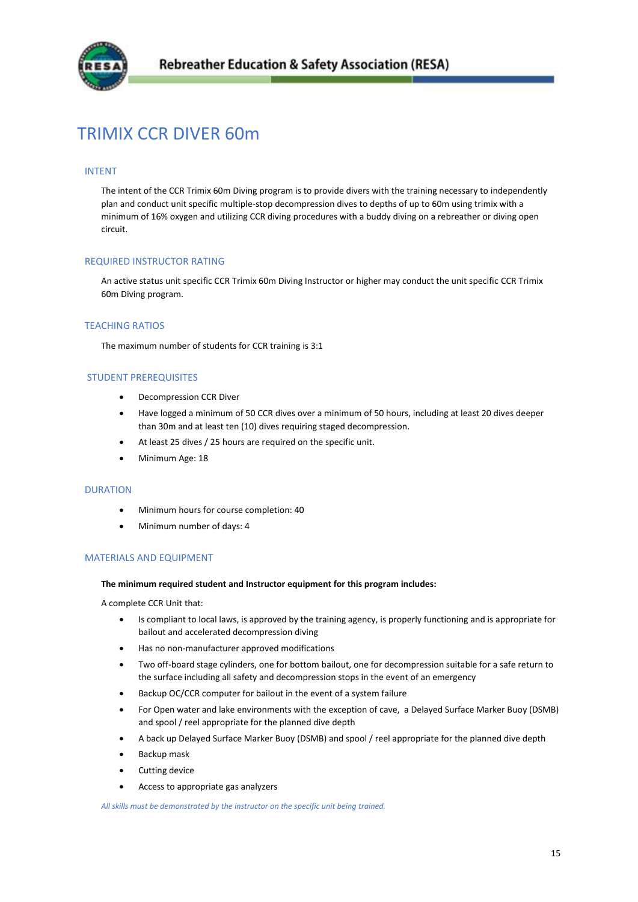# TRIMIX CCR DIVER 60m

## INTENT

The intent of the CCR Trimix 60m Diving program is to provide divers with the training necessary to independently plan and conduct unit specific multiple-stop decompression dives to depths of up to 60m using trimix with a minimum of 16% oxygen and utilizing CCR diving procedures with a buddy diving on a rebreather or diving open circuit.

## REQUIRED INSTRUCTOR RATING

An active status unit specific CCR Trimix 60m Diving Instructor or higher may conduct the unit specific CCR Trimix 60m Diving program.

## TEACHING RATIOS

The maximum number of students for CCR training is 3:1

## STUDENT PREREQUISITES

- Decompression CCR Diver
- Have logged a minimum of 50 CCR dives over a minimum of 50 hours, including at least 20 dives deeper than 30m and at least ten (10) dives requiring staged decompression.
- At least 25 dives / 25 hours are required on the specific unit.
- Minimum Age: 18

## DURATION

- Minimum hours for course completion: 40
- Minimum number of days: 4

## MATERIALS AND EQUIPMENT

**The minimum required student and Instructor equipment for this program includes:**

A complete CCR Unit that:

- Is compliant to local laws, is approved by the training agency, is properly functioning and is appropriate for bailout and accelerated decompression diving
- Has no non-manufacturer approved modifications
- Two off-board stage cylinders, one for bottom bailout, one for decompression suitable for a safe return to the surface including all safety and decompression stops in the event of an emergency
- Backup OC/CCR computer for bailout in the event of a system failure
- For Open water and lake environments with the exception of cave, a Delayed Surface Marker Buoy (DSMB) and spool / reel appropriate for the planned dive depth
- A back up Delayed Surface Marker Buoy (DSMB) and spool / reel appropriate for the planned dive depth
- Backup mask
- Cutting device
- Access to appropriate gas analyzers

*All skills must be demonstrated by the instructor on the specific unit being trained.*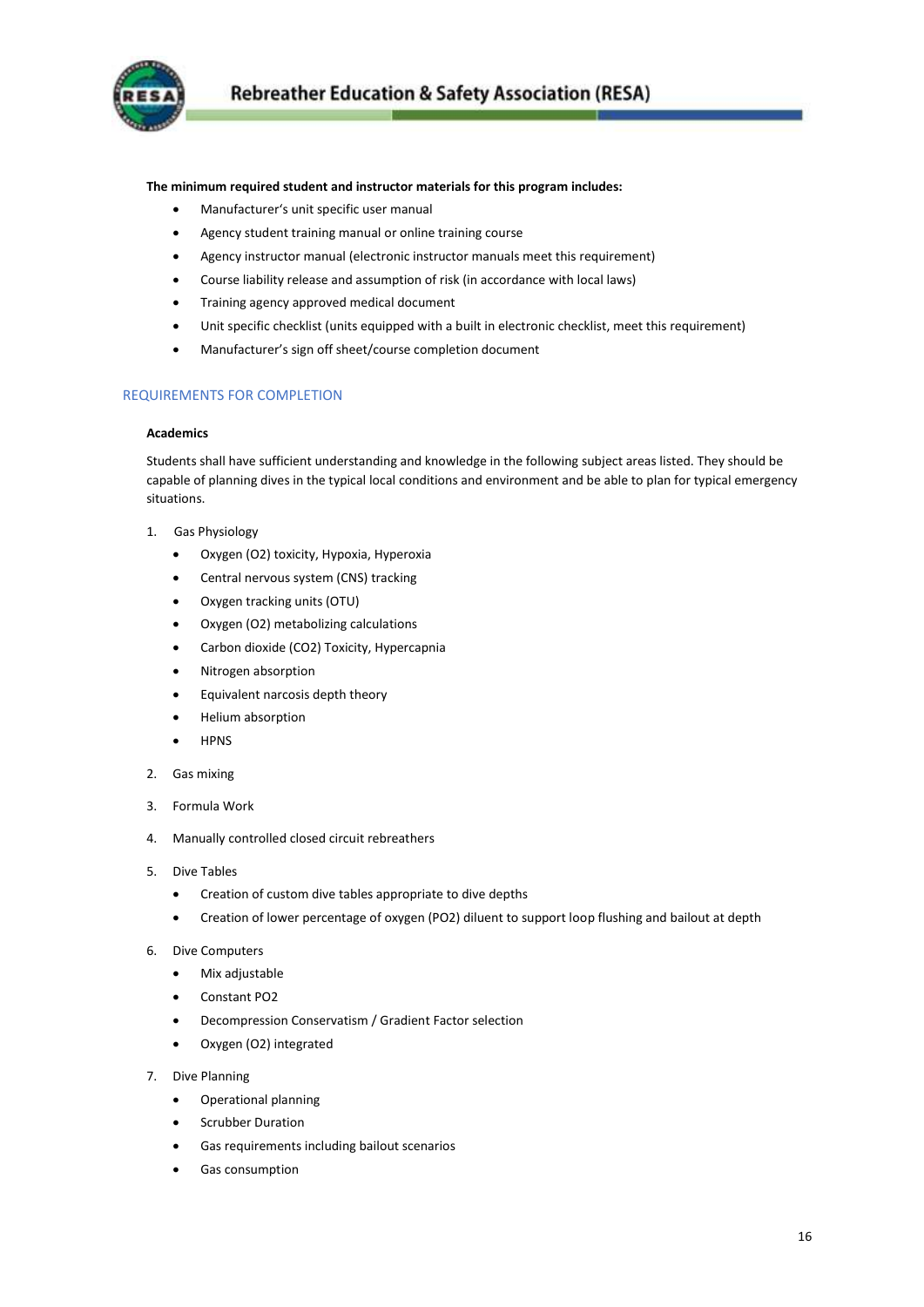**The minimum required student and instructor materials for this program includes:**

- Manufacturer's unit specific user manual
- Agency student training manual or online training course
- Agency instructor manual (electronic instructor manuals meet this requirement)
- Course liability release and assumption of risk (in accordance with local laws)
- Training agency approved medical document
- Unit specific checklist (units equipped with a built in electronic checklist, meet this requirement)
- Manufacturer's sign off sheet/course completion document

## REQUIREMENTS FOR COMPLETION

**Academics**

Students shall have sufficient understanding and knowledge in the following subject areas listed. They should be capable of planning dives in the typical local conditions and environment and be able to plan for typical emergency situations.

1. Gas Physiology
   - Oxygen ($O_2$) toxicity, Hypoxia, Hyperoxia
   - Central nervous system (CNS) tracking
   - Oxygen tracking units (OTU)
   - Oxygen ($O_2$) metabolizing calculations
   - Carbon dioxide ($CO_2$) Toxicity, Hypercapnia
   - Nitrogen absorption
   - Equivalent narcosis depth theory
   - Helium absorption
   - HPNS
2. Gas mixing
3. Formula Work
4. Manually controlled closed circuit rebreathers
5. Dive Tables
   - Creation of custom dive tables appropriate to dive depths
   - Creation of lower percentage of oxygen ($PO_2$) diluent to support loop flushing and bailout at depth
6. Dive Computers
   - Mix adjustable
   - Constant $PO_2$
   - Decompression Conservatism / Gradient Factor selection
   - Oxygen ($O_2$) integrated
7. Dive Planning
   - Operational planning
   - Scrubber Duration
   - Gas requirements including bailout scenarios
   - Gas consumption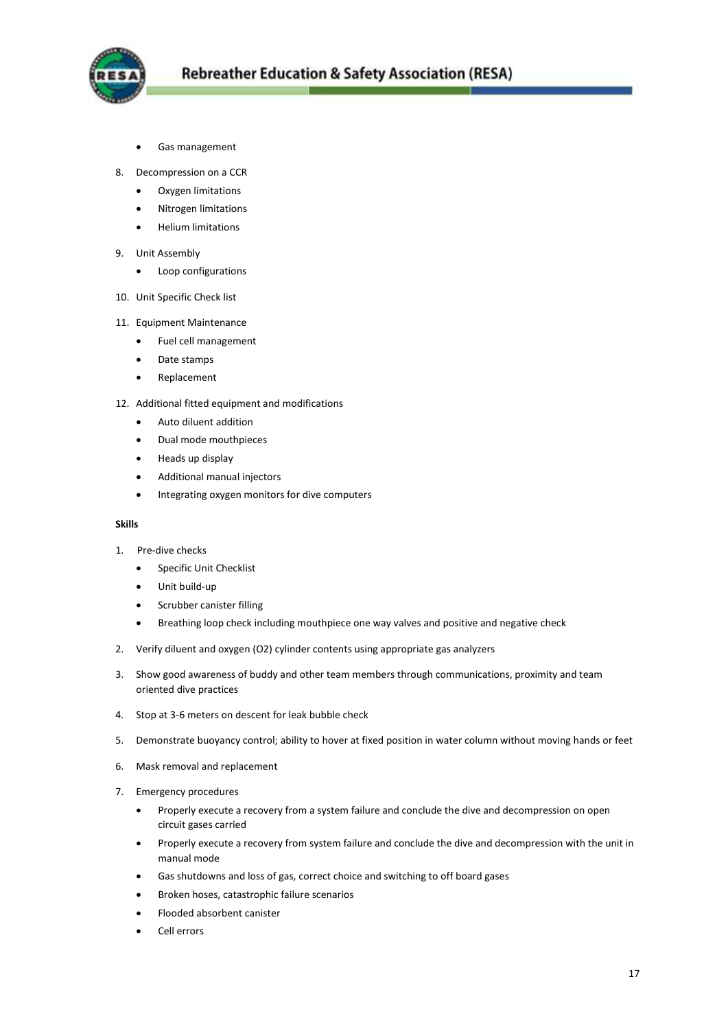- Gas management

8. Decompression on a CCR
   - Oxygen limitations
   - Nitrogen limitations
   - Helium limitations
9. Unit Assembly
   - Loop configurations
10. Unit Specific Check list
11. Equipment Maintenance
    - Fuel cell management
    - Date stamps
    - Replacement
12. Additional fitted equipment and modifications
    - Auto diluent addition
    - Dual mode mouthpieces
    - Heads up display
    - Additional manual injectors
    - Integrating oxygen monitors for dive computers

**Skills**

1. Pre-dive checks
   - Specific Unit Checklist
   - Unit build-up
   - Scrubber canister filling
   - Breathing loop check including mouthpiece one way valves and positive and negative check
2. Verify diluent and oxygen (O2) cylinder contents using appropriate gas analyzers
3. Show good awareness of buddy and other team members through communications, proximity and team oriented dive practices
4. Stop at 3-6 meters on descent for leak bubble check
5. Demonstrate buoyancy control; ability to hover at fixed position in water column without moving hands or feet
6. Mask removal and replacement
7. Emergency procedures
   - Properly execute a recovery from a system failure and conclude the dive and decompression on open circuit gases carried
   - Properly execute a recovery from system failure and conclude the dive and decompression with the unit in manual mode
   - Gas shutdowns and loss of gas, correct choice and switching to off board gases
   - Broken hoses, catastrophic failure scenarios
   - Flooded absorbent canister
   - Cell errors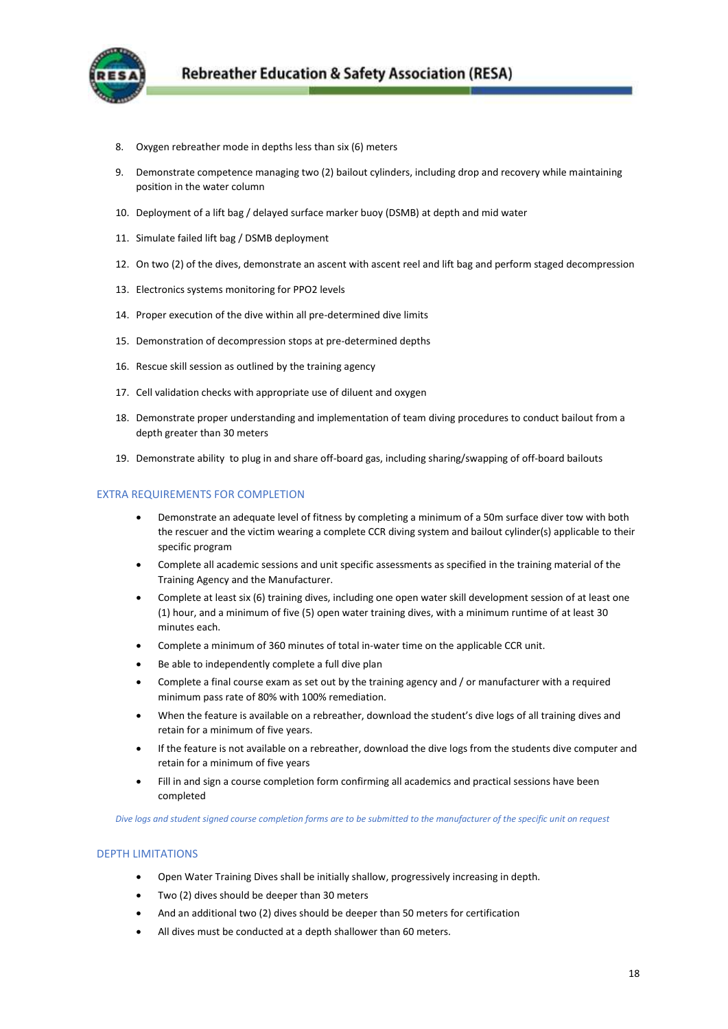8. Oxygen rebreather mode in depths less than six (6) meters
9. Demonstrate competence managing two (2) bailout cylinders, including drop and recovery while maintaining position in the water column
10. Deployment of a lift bag / delayed surface marker buoy (DSMB) at depth and mid water
11. Simulate failed lift bag / DSMB deployment
12. On two (2) of the dives, demonstrate an ascent with ascent reel and lift bag and perform staged decompression
13. Electronics systems monitoring for PPO2 levels
14. Proper execution of the dive within all pre-determined dive limits
15. Demonstration of decompression stops at pre-determined depths
16. Rescue skill session as outlined by the training agency
17. Cell validation checks with appropriate use of diluent and oxygen
18. Demonstrate proper understanding and implementation of team diving procedures to conduct bailout from a depth greater than 30 meters
19. Demonstrate ability to plug in and share off-board gas, including sharing/swapping of off-board bailouts

## EXTRA REQUIREMENTS FOR COMPLETION

- Demonstrate an adequate level of fitness by completing a minimum of a 50m surface diver tow with both the rescuer and the victim wearing a complete CCR diving system and bailout cylinder(s) applicable to their specific program
- Complete all academic sessions and unit specific assessments as specified in the training material of the Training Agency and the Manufacturer.
- Complete at least six (6) training dives, including one open water skill development session of at least one (1) hour, and a minimum of five (5) open water training dives, with a minimum runtime of at least 30 minutes each.
- Complete a minimum of 360 minutes of total in-water time on the applicable CCR unit.
- Be able to independently complete a full dive plan
- Complete a final course exam as set out by the training agency and / or manufacturer with a required minimum pass rate of 80% with 100% remediation.
- When the feature is available on a rebreather, download the student's dive logs of all training dives and retain for a minimum of five years.
- If the feature is not available on a rebreather, download the dive logs from the students dive computer and retain for a minimum of five years
- Fill in and sign a course completion form confirming all academics and practical sessions have been completed

*Dive logs and student signed course completion forms are to be submitted to the manufacturer of the specific unit on request*

## DEPTH LIMITATIONS

- Open Water Training Dives shall be initially shallow, progressively increasing in depth.
- Two (2) dives should be deeper than 30 meters
- And an additional two (2) dives should be deeper than 50 meters for certification
- All dives must be conducted at a depth shallower than 60 meters.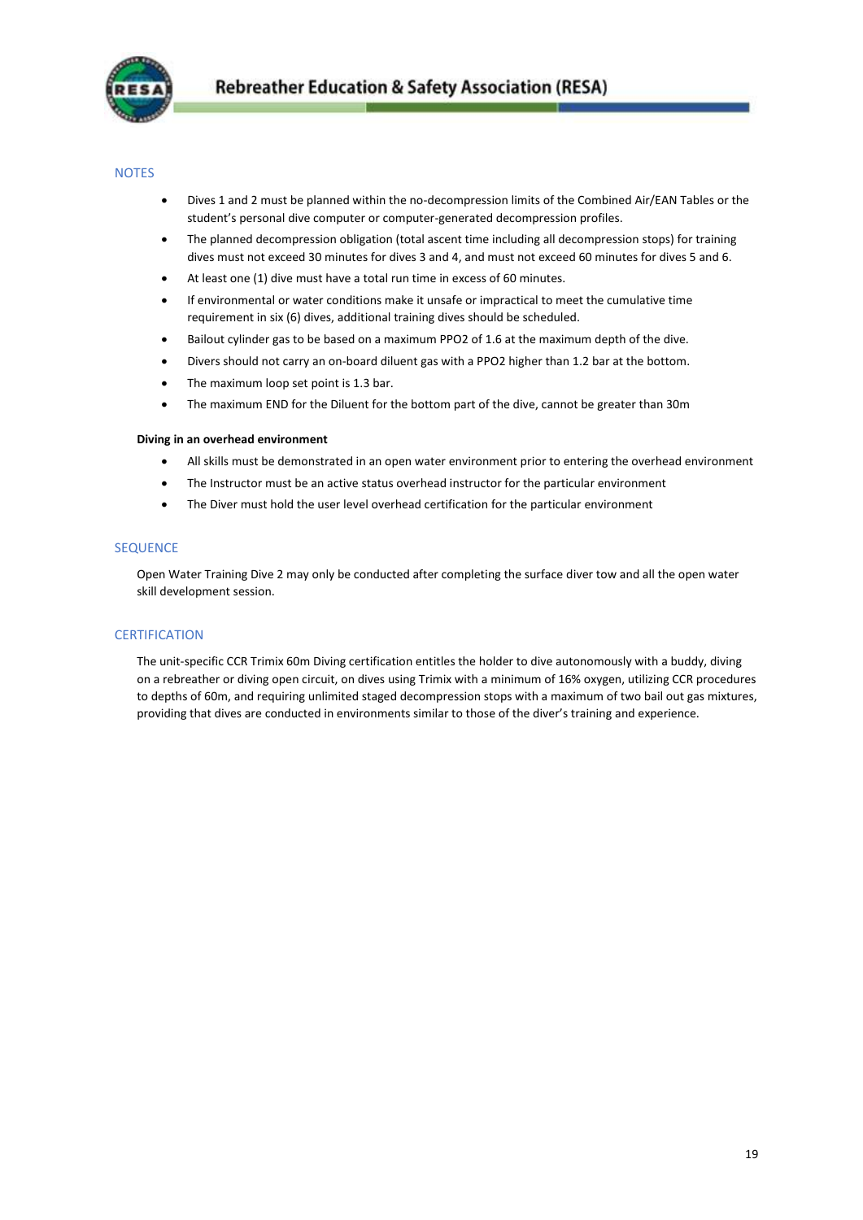## NOTES

- Dives 1 and 2 must be planned within the no-decompression limits of the Combined Air/EAN Tables or the student's personal dive computer or computer-generated decompression profiles.
- The planned decompression obligation (total ascent time including all decompression stops) for training dives must not exceed 30 minutes for dives 3 and 4, and must not exceed 60 minutes for dives 5 and 6.
- At least one (1) dive must have a total run time in excess of 60 minutes.
- If environmental or water conditions make it unsafe or impractical to meet the cumulative time requirement in six (6) dives, additional training dives should be scheduled.
- Bailout cylinder gas to be based on a maximum PPO2 of 1.6 at the maximum depth of the dive.
- Divers should not carry an on-board diluent gas with a PPO2 higher than 1.2 bar at the bottom.
- The maximum loop set point is 1.3 bar.
- The maximum END for the Diluent for the bottom part of the dive, cannot be greater than 30m

**Diving in an overhead environment**

- All skills must be demonstrated in an open water environment prior to entering the overhead environment
- The Instructor must be an active status overhead instructor for the particular environment
- The Diver must hold the user level overhead certification for the particular environment

## SEQUENCE

Open Water Training Dive 2 may only be conducted after completing the surface diver tow and all the open water skill development session.

## CERTIFICATION

The unit-specific CCR Trimix 60m Diving certification entitles the holder to dive autonomously with a buddy, diving on a rebreather or diving open circuit, on dives using Trimix with a minimum of 16% oxygen, utilizing CCR procedures to depths of 60m, and requiring unlimited staged decompression stops with a maximum of two bail out gas mixtures, providing that dives are conducted in environments similar to those of the diver's training and experience.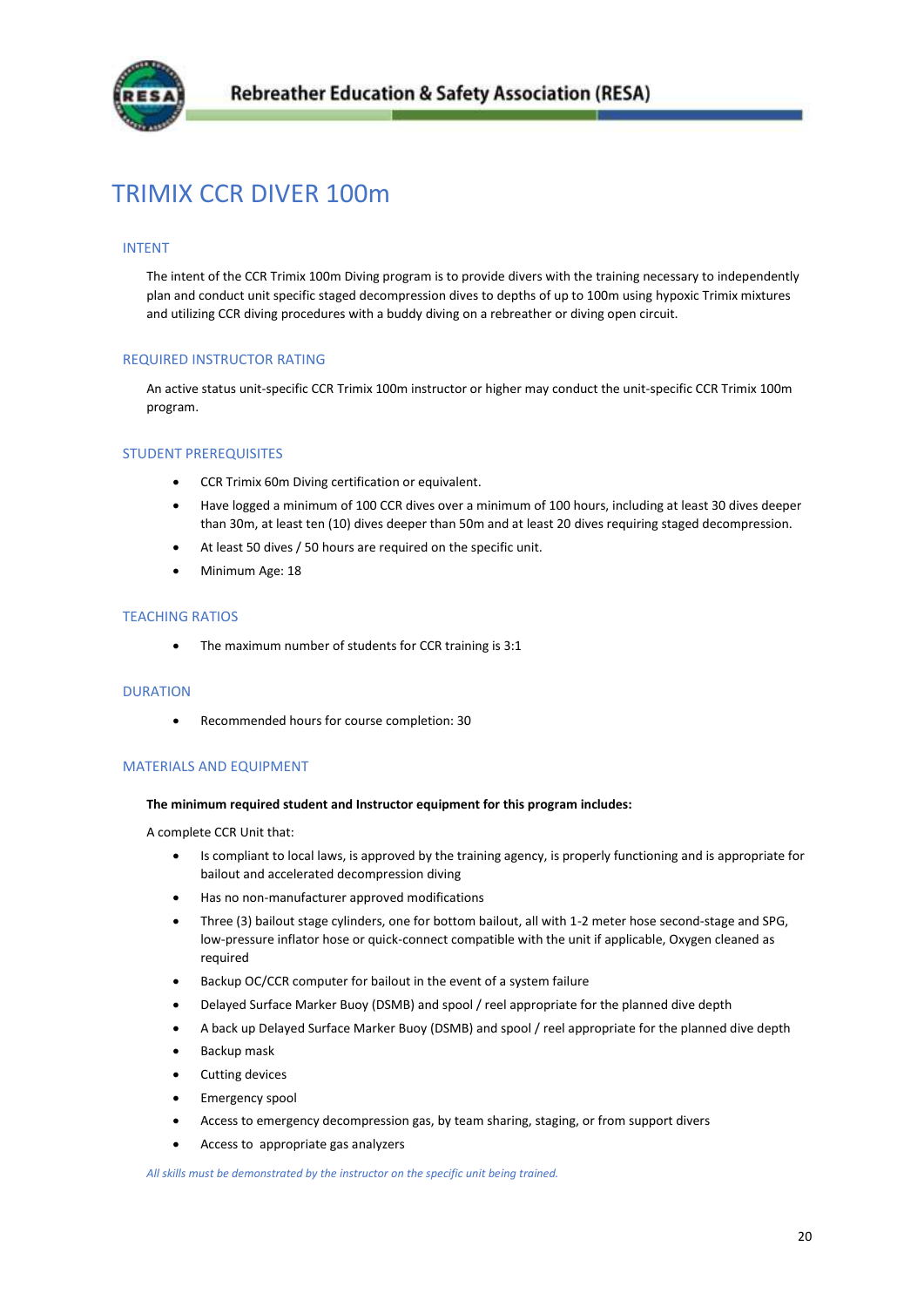# TRIMIX CCR DIVER 100m

## INTENT

The intent of the CCR Trimix 100m Diving program is to provide divers with the training necessary to independently plan and conduct unit specific staged decompression dives to depths of up to 100m using hypoxic Trimix mixtures and utilizing CCR diving procedures with a buddy diving on a rebreather or diving open circuit.

## REQUIRED INSTRUCTOR RATING

An active status unit-specific CCR Trimix 100m instructor or higher may conduct the unit-specific CCR Trimix 100m program.

## STUDENT PREREQUISITES

- CCR Trimix 60m Diving certification or equivalent.
- Have logged a minimum of 100 CCR dives over a minimum of 100 hours, including at least 30 dives deeper than 30m, at least ten (10) dives deeper than 50m and at least 20 dives requiring staged decompression.
- At least 50 dives / 50 hours are required on the specific unit.
- Minimum Age: 18

## TEACHING RATIOS

- The maximum number of students for CCR training is 3:1

## DURATION

- Recommended hours for course completion: 30

## MATERIALS AND EQUIPMENT

**The minimum required student and Instructor equipment for this program includes:**

A complete CCR Unit that:

- Is compliant to local laws, is approved by the training agency, is properly functioning and is appropriate for bailout and accelerated decompression diving
- Has no non-manufacturer approved modifications
- Three (3) bailout stage cylinders, one for bottom bailout, all with 1-2 meter hose second-stage and SPG, low-pressure inflator hose or quick-connect compatible with the unit if applicable, Oxygen cleaned as required
- Backup OC/CCR computer for bailout in the event of a system failure
- Delayed Surface Marker Buoy (DSMB) and spool / reel appropriate for the planned dive depth
- A back up Delayed Surface Marker Buoy (DSMB) and spool / reel appropriate for the planned dive depth
- Backup mask
- Cutting devices
- Emergency spool
- Access to emergency decompression gas, by team sharing, staging, or from support divers
- Access to appropriate gas analyzers

*All skills must be demonstrated by the instructor on the specific unit being trained.*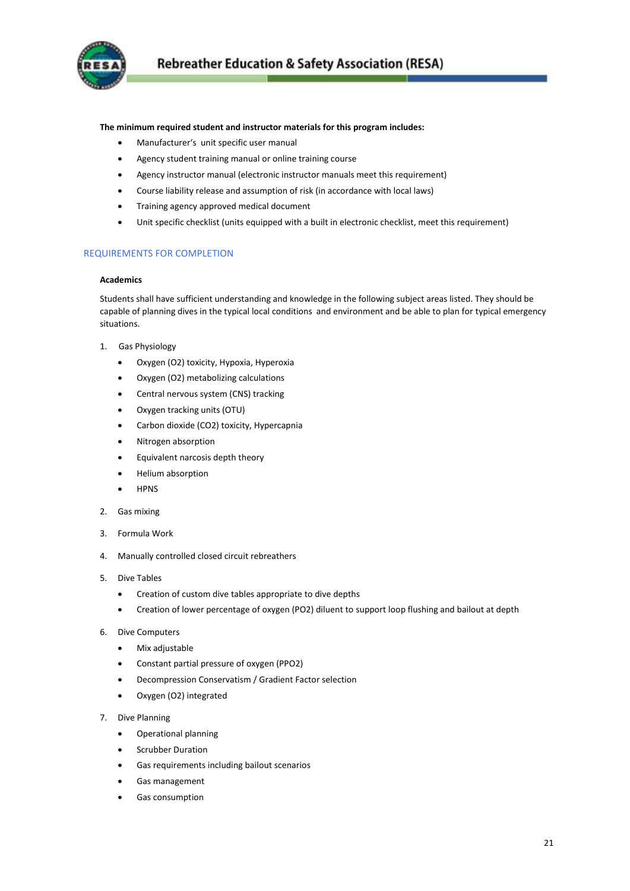**The minimum required student and instructor materials for this program includes:**

- Manufacturer's unit specific user manual
- Agency student training manual or online training course
- Agency instructor manual (electronic instructor manuals meet this requirement)
- Course liability release and assumption of risk (in accordance with local laws)
- Training agency approved medical document
- Unit specific checklist (units equipped with a built in electronic checklist, meet this requirement)

## REQUIREMENTS FOR COMPLETION

**Academics**

Students shall have sufficient understanding and knowledge in the following subject areas listed. They should be capable of planning dives in the typical local conditions and environment and be able to plan for typical emergency situations.

1. Gas Physiology
   - Oxygen ($O_2$) toxicity, Hypoxia, Hyperoxia
   - Oxygen ($O_2$) metabolizing calculations
   - Central nervous system (CNS) tracking
   - Oxygen tracking units (OTU)
   - Carbon dioxide ($CO_2$) toxicity, Hypercapnia
   - Nitrogen absorption
   - Equivalent narcosis depth theory
   - Helium absorption
   - HPNS
2. Gas mixing
3. Formula Work
4. Manually controlled closed circuit rebreathers
5. Dive Tables
   - Creation of custom dive tables appropriate to dive depths
   - Creation of lower percentage of oxygen ($PO_2$) diluent to support loop flushing and bailout at depth
6. Dive Computers
   - Mix adjustable
   - Constant partial pressure of oxygen ($PPO_2$)
   - Decompression Conservatism / Gradient Factor selection
   - Oxygen ($O_2$) integrated
7. Dive Planning
   - Operational planning
   - Scrubber Duration
   - Gas requirements including bailout scenarios
   - Gas management
   - Gas consumption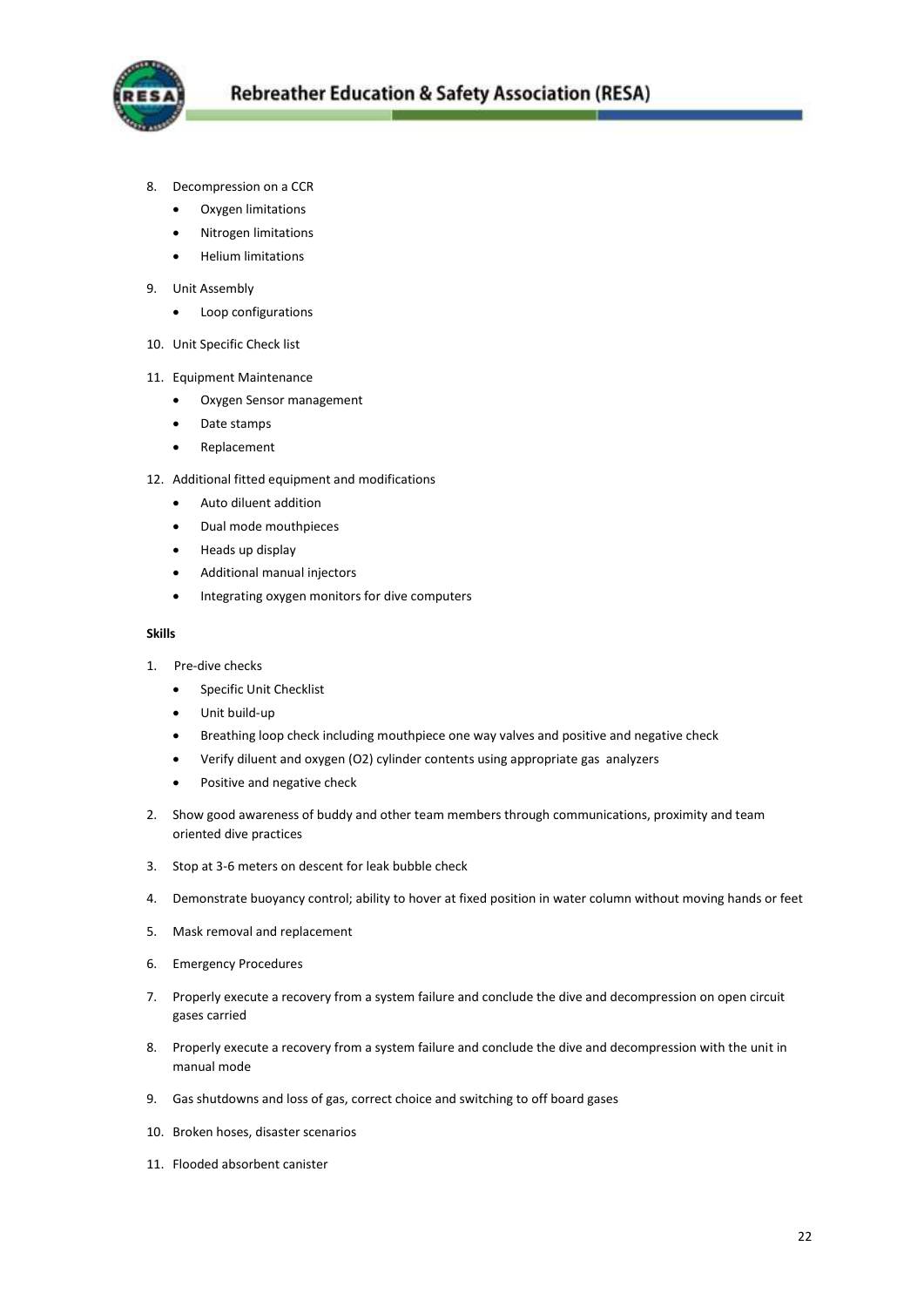8. Decompression on a CCR
    - Oxygen limitations
    - Nitrogen limitations
    - Helium limitations
9. Unit Assembly
    - Loop configurations
10. Unit Specific Check list
11. Equipment Maintenance
    - Oxygen Sensor management
    - Date stamps
    - Replacement
12. Additional fitted equipment and modifications
    - Auto diluent addition
    - Dual mode mouthpieces
    - Heads up display
    - Additional manual injectors
    - Integrating oxygen monitors for dive computers

**Skills**

1. Pre-dive checks
    - Specific Unit Checklist
    - Unit build-up
    - Breathing loop check including mouthpiece one way valves and positive and negative check
    - Verify diluent and oxygen ($O_2$) cylinder contents using appropriate gas analyzers
    - Positive and negative check
2. Show good awareness of buddy and other team members through communications, proximity and team oriented dive practices
3. Stop at 3-6 meters on descent for leak bubble check
4. Demonstrate buoyancy control; ability to hover at fixed position in water column without moving hands or feet
5. Mask removal and replacement
6. Emergency Procedures
7. Properly execute a recovery from a system failure and conclude the dive and decompression on open circuit gases carried
8. Properly execute a recovery from a system failure and conclude the dive and decompression with the unit in manual mode
9. Gas shutdowns and loss of gas, correct choice and switching to off board gases
10. Broken hoses, disaster scenarios
11. Flooded absorbent canister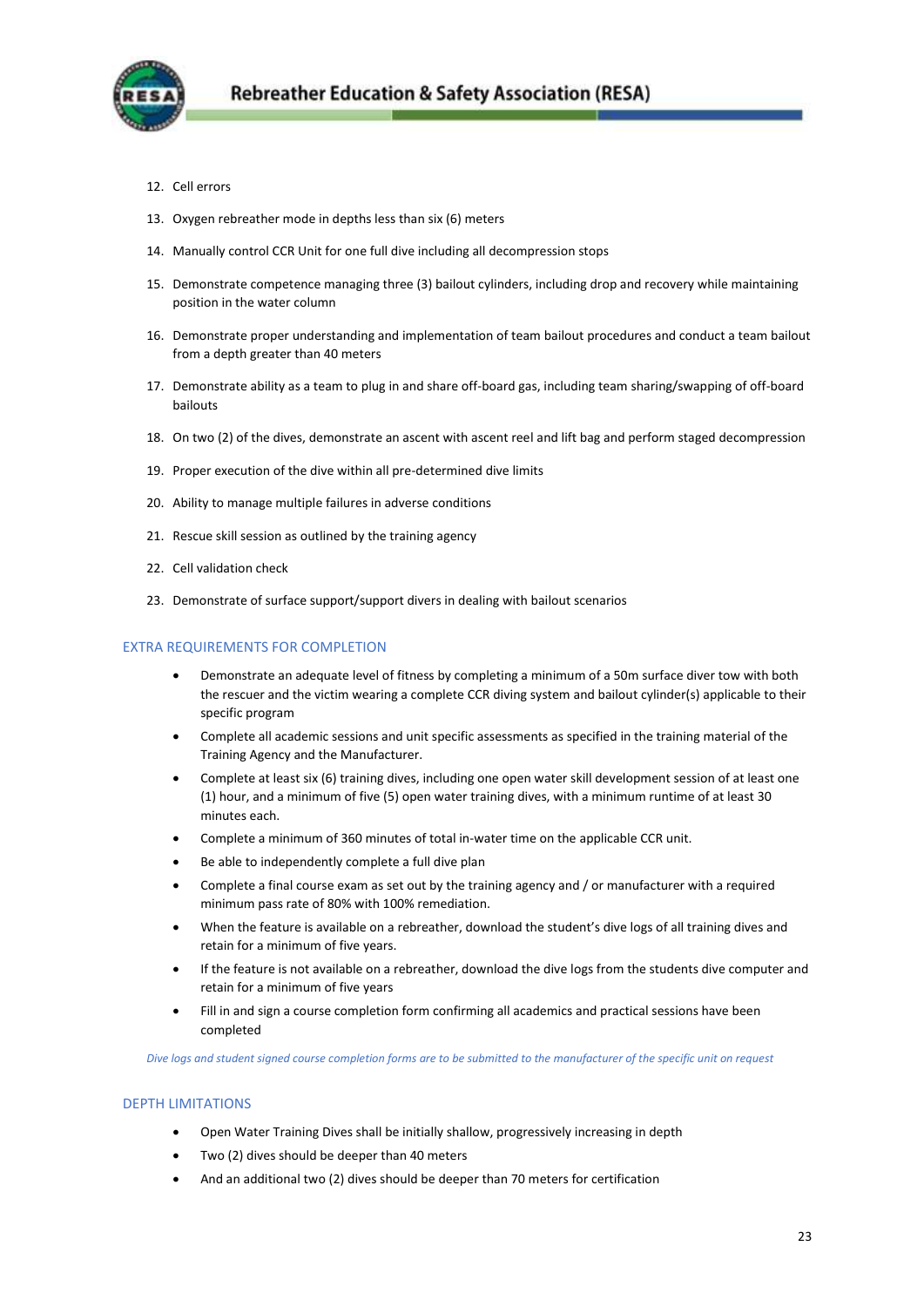12. Cell errors
13. Oxygen rebreather mode in depths less than six (6) meters
14. Manually control CCR Unit for one full dive including all decompression stops
15. Demonstrate competence managing three (3) bailout cylinders, including drop and recovery while maintaining position in the water column
16. Demonstrate proper understanding and implementation of team bailout procedures and conduct a team bailout from a depth greater than 40 meters
17. Demonstrate ability as a team to plug in and share off-board gas, including team sharing/swapping of off-board bailouts
18. On two (2) of the dives, demonstrate an ascent with ascent reel and lift bag and perform staged decompression
19. Proper execution of the dive within all pre-determined dive limits
20. Ability to manage multiple failures in adverse conditions
21. Rescue skill session as outlined by the training agency
22. Cell validation check
23. Demonstrate of surface support/support divers in dealing with bailout scenarios

## EXTRA REQUIREMENTS FOR COMPLETION

- Demonstrate an adequate level of fitness by completing a minimum of a 50m surface diver tow with both the rescuer and the victim wearing a complete CCR diving system and bailout cylinder(s) applicable to their specific program
- Complete all academic sessions and unit specific assessments as specified in the training material of the Training Agency and the Manufacturer.
- Complete at least six (6) training dives, including one open water skill development session of at least one (1) hour, and a minimum of five (5) open water training dives, with a minimum runtime of at least 30 minutes each.
- Complete a minimum of 360 minutes of total in-water time on the applicable CCR unit.
- Be able to independently complete a full dive plan
- Complete a final course exam as set out by the training agency and / or manufacturer with a required minimum pass rate of 80% with 100% remediation.
- When the feature is available on a rebreather, download the student's dive logs of all training dives and retain for a minimum of five years.
- If the feature is not available on a rebreather, download the dive logs from the students dive computer and retain for a minimum of five years
- Fill in and sign a course completion form confirming all academics and practical sessions have been completed

*Dive logs and student signed course completion forms are to be submitted to the manufacturer of the specific unit on request*

## DEPTH LIMITATIONS

- Open Water Training Dives shall be initially shallow, progressively increasing in depth
- Two (2) dives should be deeper than 40 meters
- And an additional two (2) dives should be deeper than 70 meters for certification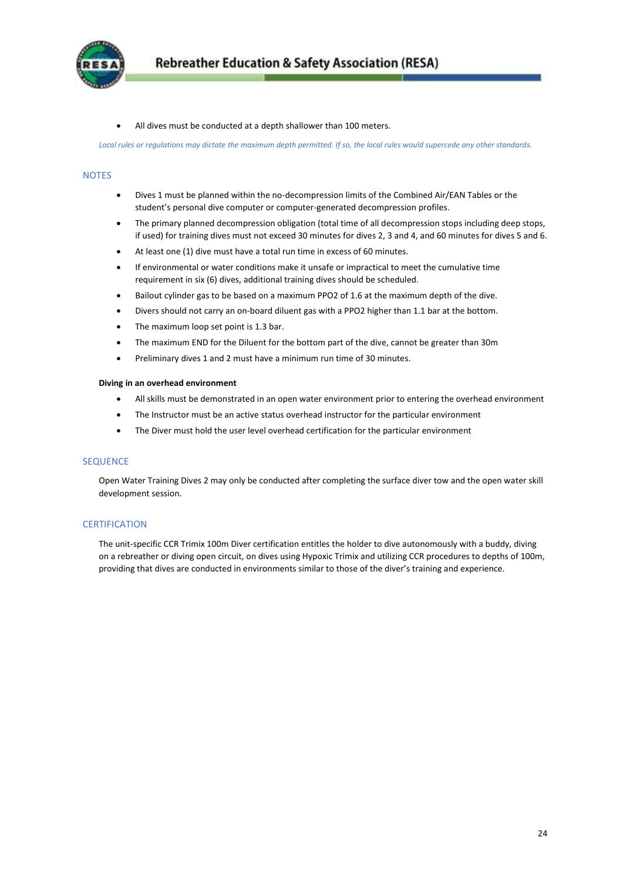- All dives must be conducted at a depth shallower than 100 meters.

*Local rules or regulations may dictate the maximum depth permitted. If so, the local rules would supercede any other standards.*

## NOTES

- Dives 1 must be planned within the no-decompression limits of the Combined Air/EAN Tables or the student's personal dive computer or computer-generated decompression profiles.
- The primary planned decompression obligation (total time of all decompression stops including deep stops, if used) for training dives must not exceed 30 minutes for dives 2, 3 and 4, and 60 minutes for dives 5 and 6.
- At least one (1) dive must have a total run time in excess of 60 minutes.
- If environmental or water conditions make it unsafe or impractical to meet the cumulative time requirement in six (6) dives, additional training dives should be scheduled.
- Bailout cylinder gas to be based on a maximum PPO2 of 1.6 at the maximum depth of the dive.
- Divers should not carry an on-board diluent gas with a PPO2 higher than 1.1 bar at the bottom.
- The maximum loop set point is 1.3 bar.
- The maximum END for the Diluent for the bottom part of the dive, cannot be greater than 30m
- Preliminary dives 1 and 2 must have a minimum run time of 30 minutes.

**Diving in an overhead environment**

- All skills must be demonstrated in an open water environment prior to entering the overhead environment
- The Instructor must be an active status overhead instructor for the particular environment
- The Diver must hold the user level overhead certification for the particular environment

## SEQUENCE

Open Water Training Dives 2 may only be conducted after completing the surface diver tow and the open water skill development session.

## CERTIFICATION

The unit-specific CCR Trimix 100m Diver certification entitles the holder to dive autonomously with a buddy, diving on a rebreather or diving open circuit, on dives using Hypoxic Trimix and utilizing CCR procedures to depths of 100m, providing that dives are conducted in environments similar to those of the diver's training and experience.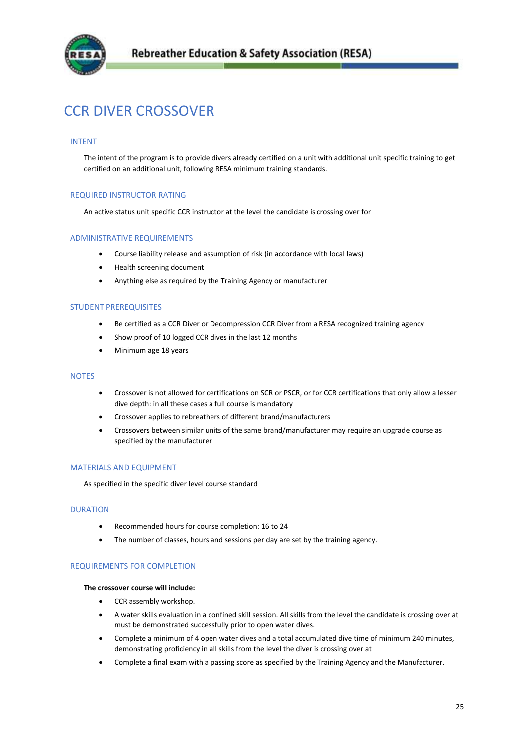# CCR DIVER CROSSOVER

## INTENT

The intent of the program is to provide divers already certified on a unit with additional unit specific training to get certified on an additional unit, following RESA minimum training standards.

## REQUIRED INSTRUCTOR RATING

An active status unit specific CCR instructor at the level the candidate is crossing over for

## ADMINISTRATIVE REQUIREMENTS

- Course liability release and assumption of risk (in accordance with local laws)
- Health screening document
- Anything else as required by the Training Agency or manufacturer

## STUDENT PREREQUISITES

- Be certified as a CCR Diver or Decompression CCR Diver from a RESA recognized training agency
- Show proof of 10 logged CCR dives in the last 12 months
- Minimum age 18 years

## NOTES

- Crossover is not allowed for certifications on SCR or PSCR, or for CCR certifications that only allow a lesser dive depth: in all these cases a full course is mandatory
- Crossover applies to rebreathers of different brand/manufacturers
- Crossovers between similar units of the same brand/manufacturer may require an upgrade course as specified by the manufacturer

## MATERIALS AND EQUIPMENT

As specified in the specific diver level course standard

## DURATION

- Recommended hours for course completion: 16 to 24
- The number of classes, hours and sessions per day are set by the training agency.

## REQUIREMENTS FOR COMPLETION

**The crossover course will include:**

- CCR assembly workshop.
- A water skills evaluation in a confined skill session. All skills from the level the candidate is crossing over at must be demonstrated successfully prior to open water dives.
- Complete a minimum of 4 open water dives and a total accumulated dive time of minimum 240 minutes, demonstrating proficiency in all skills from the level the diver is crossing over at
- Complete a final exam with a passing score as specified by the Training Agency and the Manufacturer.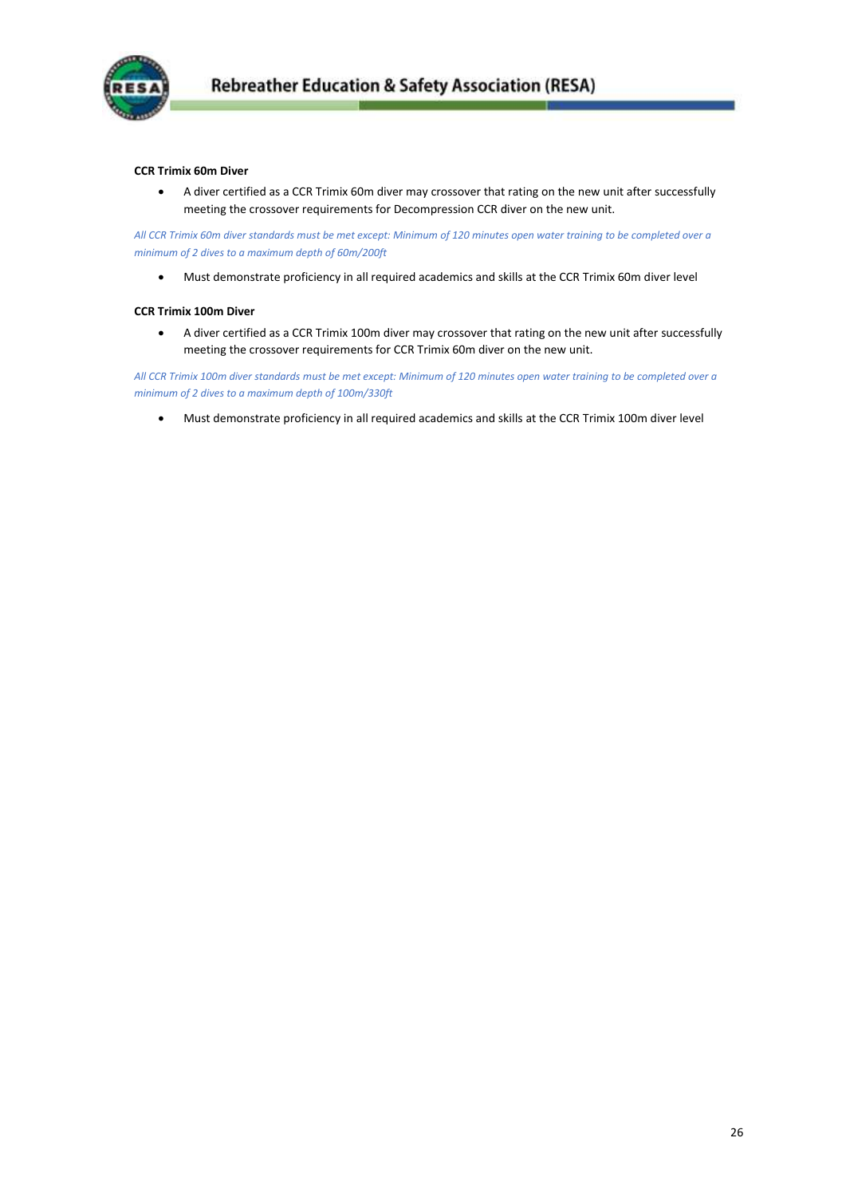**CCR Trimix 60m Diver**

- A diver certified as a CCR Trimix 60m diver may crossover that rating on the new unit after successfully meeting the crossover requirements for Decompression CCR diver on the new unit.

*All CCR Trimix 60m diver standards must be met except: Minimum of 120 minutes open water training to be completed over a minimum of 2 dives to a maximum depth of 60m/200ft*

- Must demonstrate proficiency in all required academics and skills at the CCR Trimix 60m diver level

**CCR Trimix 100m Diver**

- A diver certified as a CCR Trimix 100m diver may crossover that rating on the new unit after successfully meeting the crossover requirements for CCR Trimix 60m diver on the new unit.

*All CCR Trimix 100m diver standards must be met except: Minimum of 120 minutes open water training to be completed over a minimum of 2 dives to a maximum depth of 100m/330ft*

- Must demonstrate proficiency in all required academics and skills at the CCR Trimix 100m diver level